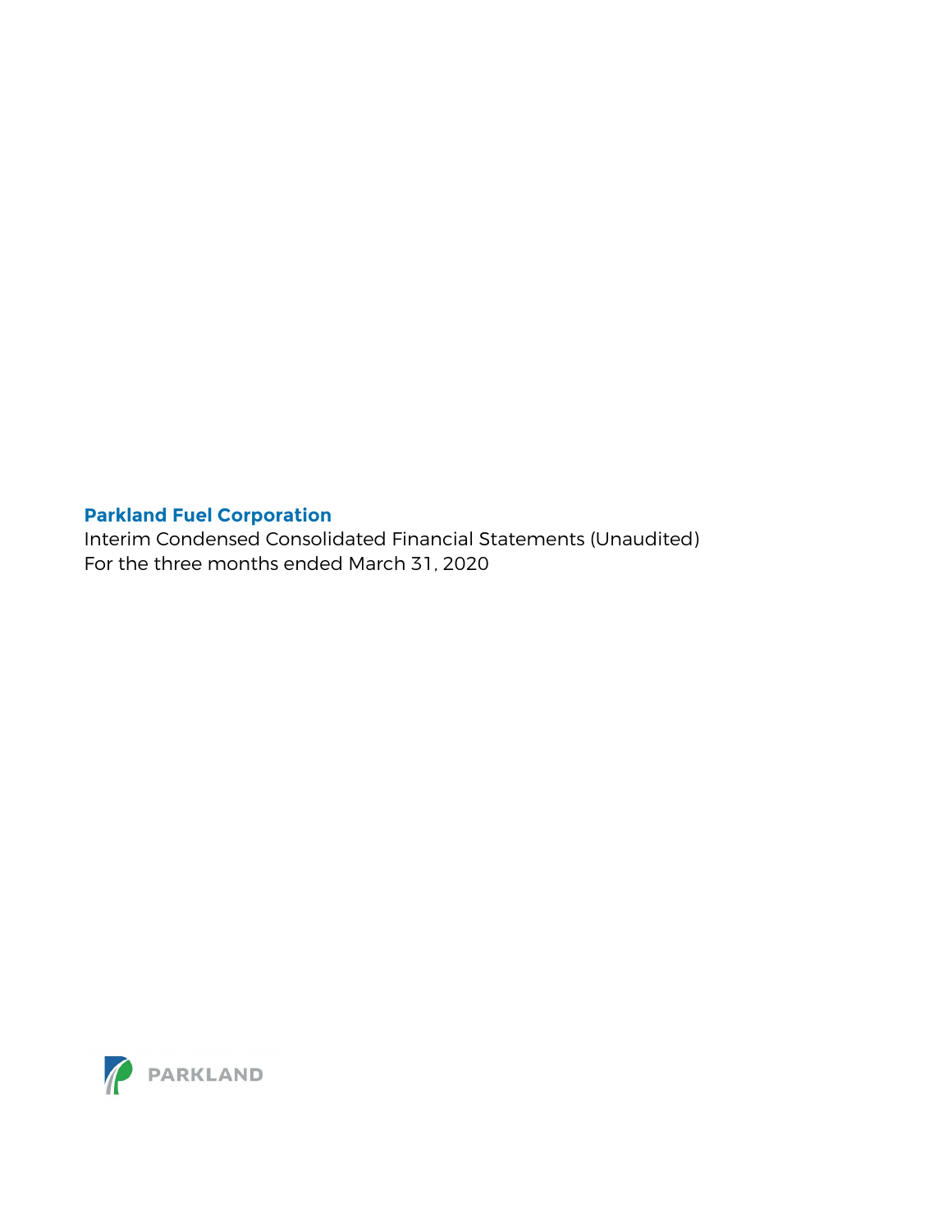**Parkland Fuel Corporation**

Interim Condensed Consolidated Financial Statements (Unaudited)
For the three months ended March 31, 2020

PARKLAND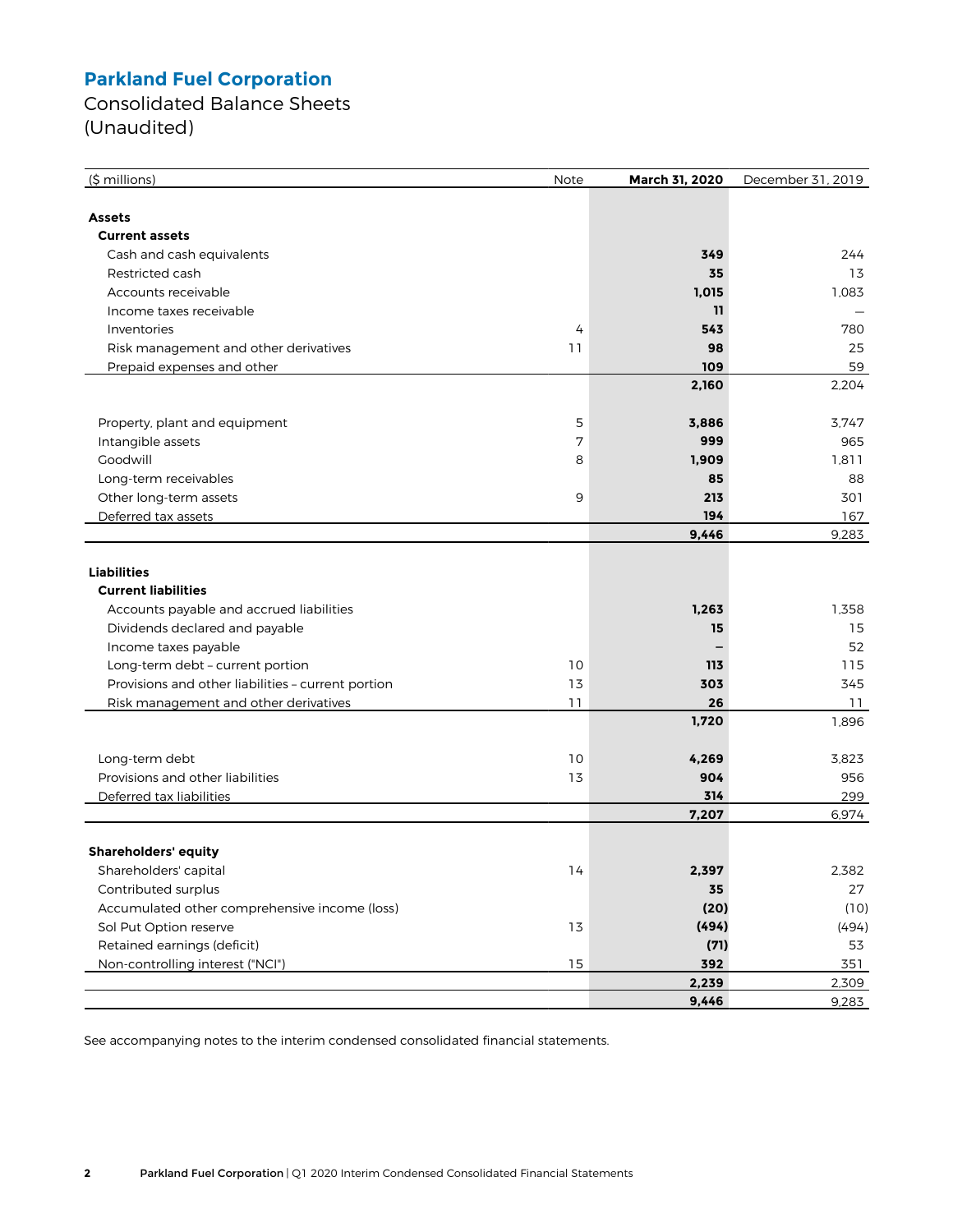# Parkland Fuel Corporation

Consolidated Balance Sheets
(Unaudited)

| ($ millions) | Note | **March 31, 2020** | December 31, 2019 |
|---|---|---|---|
| **Assets** | | | |
| **Current assets** | | | |
| Cash and cash equivalents | | **349** | 244 |
| Restricted cash | | **35** | 13 |
| Accounts receivable | | **1,015** | 1,083 |
| Income taxes receivable | | **11** | — |
| Inventories | 4 | **543** | 780 |
| Risk management and other derivatives | 11 | **98** | 25 |
| Prepaid expenses and other | | **109** | 59 |
| | | **2,160** | 2,204 |
| Property, plant and equipment | 5 | **3,886** | 3,747 |
| Intangible assets | 7 | **999** | 965 |
| Goodwill | 8 | **1,909** | 1,811 |
| Long-term receivables | | **85** | 88 |
| Other long-term assets | 9 | **213** | 301 |
| Deferred tax assets | | **194** | 167 |
| | | **9,446** | 9,283 |
| **Liabilities** | | | |
| **Current liabilities** | | | |
| Accounts payable and accrued liabilities | | **1,263** | 1,358 |
| Dividends declared and payable | | **15** | 15 |
| Income taxes payable | | **–** | 52 |
| Long-term debt – current portion | 10 | **113** | 115 |
| Provisions and other liabilities – current portion | 13 | **303** | 345 |
| Risk management and other derivatives | 11 | **26** | 11 |
| | | **1,720** | 1,896 |
| Long-term debt | 10 | **4,269** | 3,823 |
| Provisions and other liabilities | 13 | **904** | 956 |
| Deferred tax liabilities | | **314** | 299 |
| | | **7,207** | 6,974 |
| **Shareholders' equity** | | | |
| Shareholders' capital | 14 | **2,397** | 2,382 |
| Contributed surplus | | **35** | 27 |
| Accumulated other comprehensive income (loss) | | **(20)** | (10) |
| Sol Put Option reserve | 13 | **(494)** | (494) |
| Retained earnings (deficit) | | **(71)** | 53 |
| Non-controlling interest ("NCI") | 15 | **392** | 351 |
| | | **2,239** | 2,309 |
| | | **9,446** | 9,283 |

See accompanying notes to the interim condensed consolidated financial statements.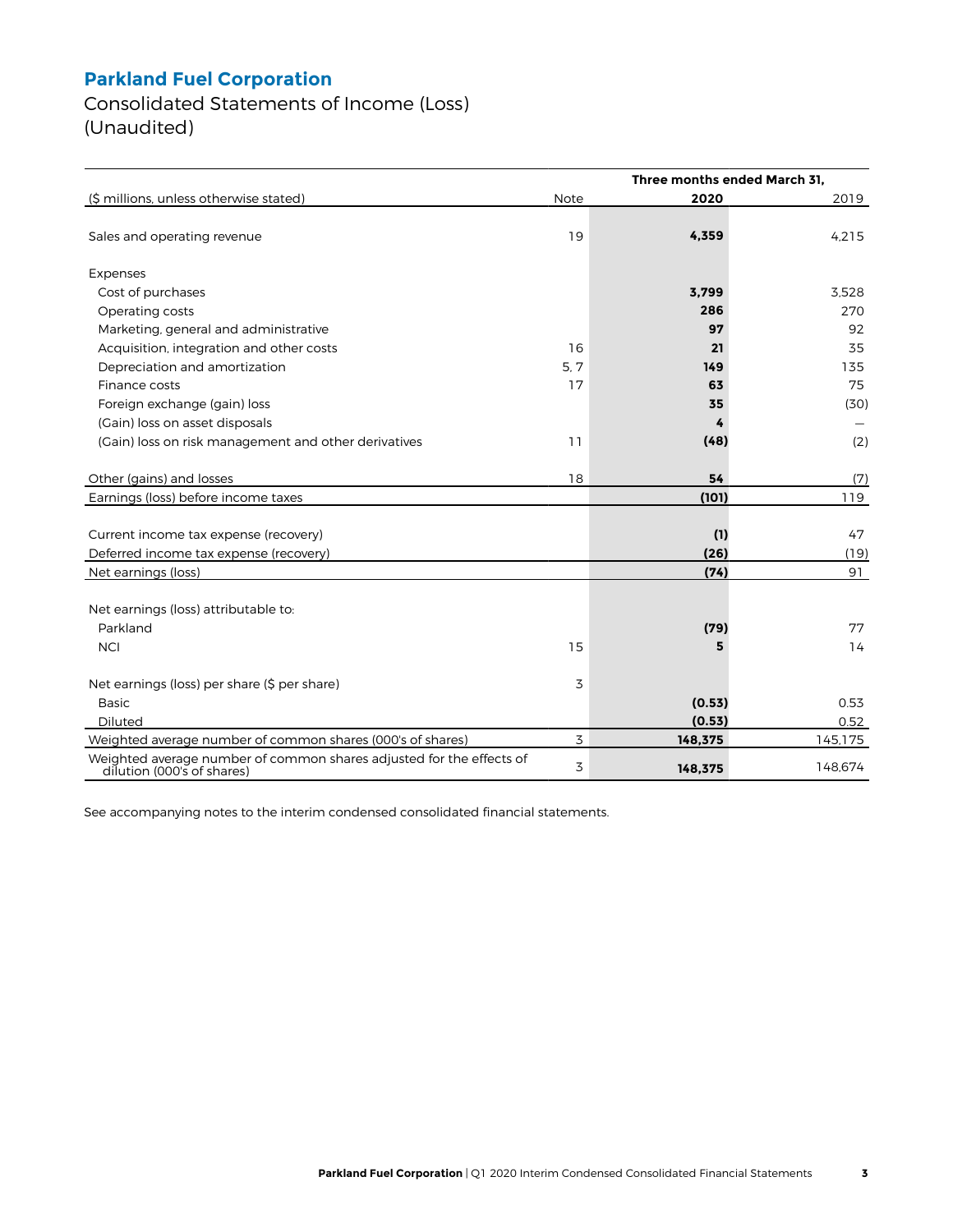# Parkland Fuel Corporation

## Consolidated Statements of Income (Loss)
## (Unaudited)

| | | Three months ended March 31, | |
|---|---|---|---|
| ($ millions, unless otherwise stated) | Note | **2020** | 2019 |
| Sales and operating revenue | 19 | **4,359** | 4,215 |
| Expenses | | | |
| Cost of purchases | | **3,799** | 3,528 |
| Operating costs | | **286** | 270 |
| Marketing, general and administrative | | **97** | 92 |
| Acquisition, integration and other costs | 16 | **21** | 35 |
| Depreciation and amortization | 5, 7 | **149** | 135 |
| Finance costs | 17 | **63** | 75 |
| Foreign exchange (gain) loss | | **35** | (30) |
| (Gain) loss on asset disposals | | **4** | — |
| (Gain) loss on risk management and other derivatives | 11 | **(48)** | (2) |
| Other (gains) and losses | 18 | **54** | (7) |
| Earnings (loss) before income taxes | | **(101)** | 119 |
| Current income tax expense (recovery) | | **(1)** | 47 |
| Deferred income tax expense (recovery) | | **(26)** | (19) |
| Net earnings (loss) | | **(74)** | 91 |
| Net earnings (loss) attributable to: | | | |
| Parkland | | **(79)** | 77 |
| NCI | 15 | **5** | 14 |
| Net earnings (loss) per share ($ per share) | 3 | | |
| Basic | | **(0.53)** | 0.53 |
| Diluted | | **(0.53)** | 0.52 |
| Weighted average number of common shares (000's of shares) | 3 | **148,375** | 145,175 |
| Weighted average number of common shares adjusted for the effects of dilution (000's of shares) | 3 | **148,375** | 148,674 |

See accompanying notes to the interim condensed consolidated financial statements.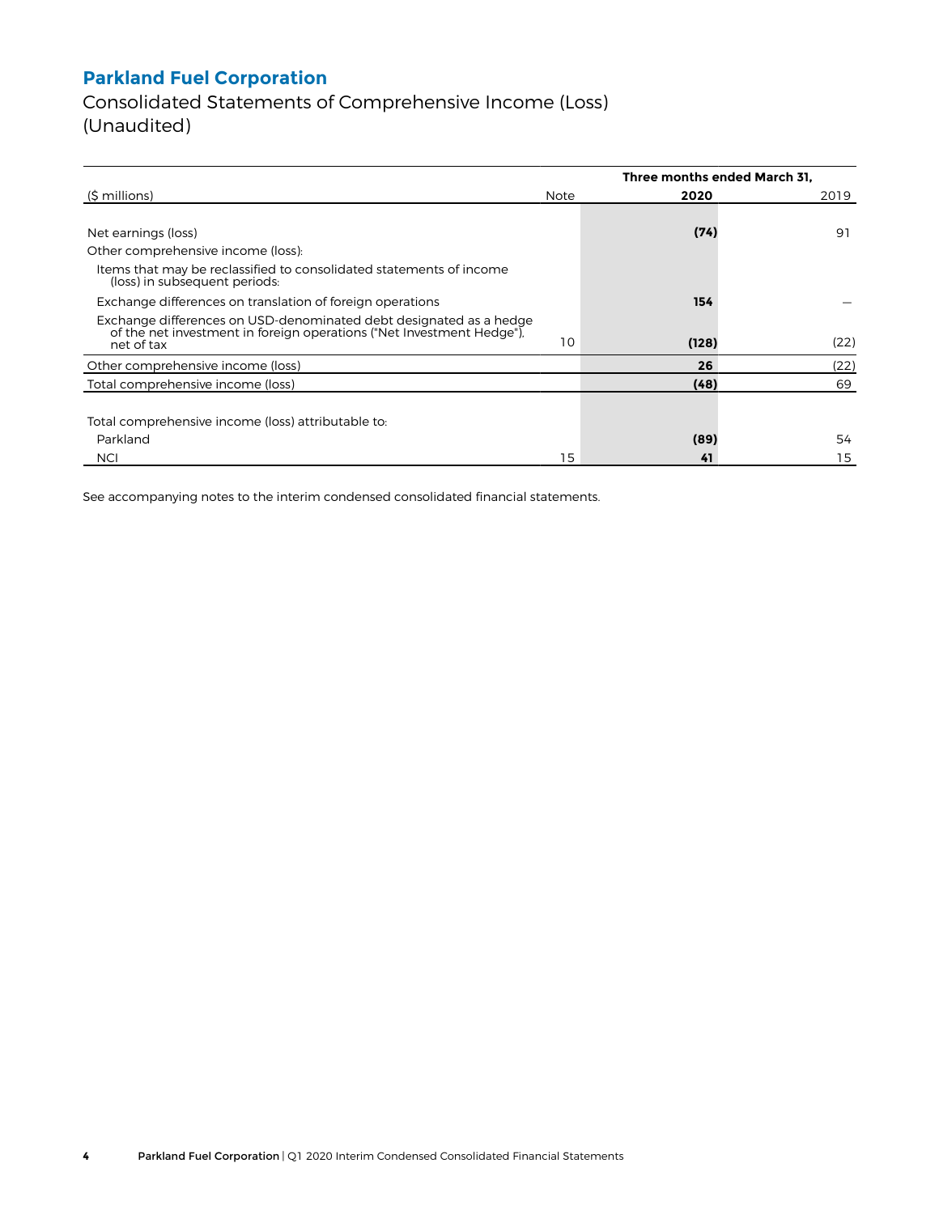# Parkland Fuel Corporation

## Consolidated Statements of Comprehensive Income (Loss) (Unaudited)

| | | Three months ended March 31, | |
|---|---|---|---|
| ($ millions) | Note | **2020** | 2019 |
| Net earnings (loss) | | **(74)** | 91 |
| Other comprehensive income (loss): | | | |
| Items that may be reclassified to consolidated statements of income (loss) in subsequent periods: | | | |
| Exchange differences on translation of foreign operations | | **154** | — |
| Exchange differences on USD-denominated debt designated as a hedge of the net investment in foreign operations ("Net Investment Hedge"), net of tax | 10 | **(128)** | (22) |
| Other comprehensive income (loss) | | **26** | (22) |
| Total comprehensive income (loss) | | **(48)** | 69 |
| Total comprehensive income (loss) attributable to: | | | |
| Parkland | | **(89)** | 54 |
| NCI | 15 | **41** | 15 |

See accompanying notes to the interim condensed consolidated financial statements.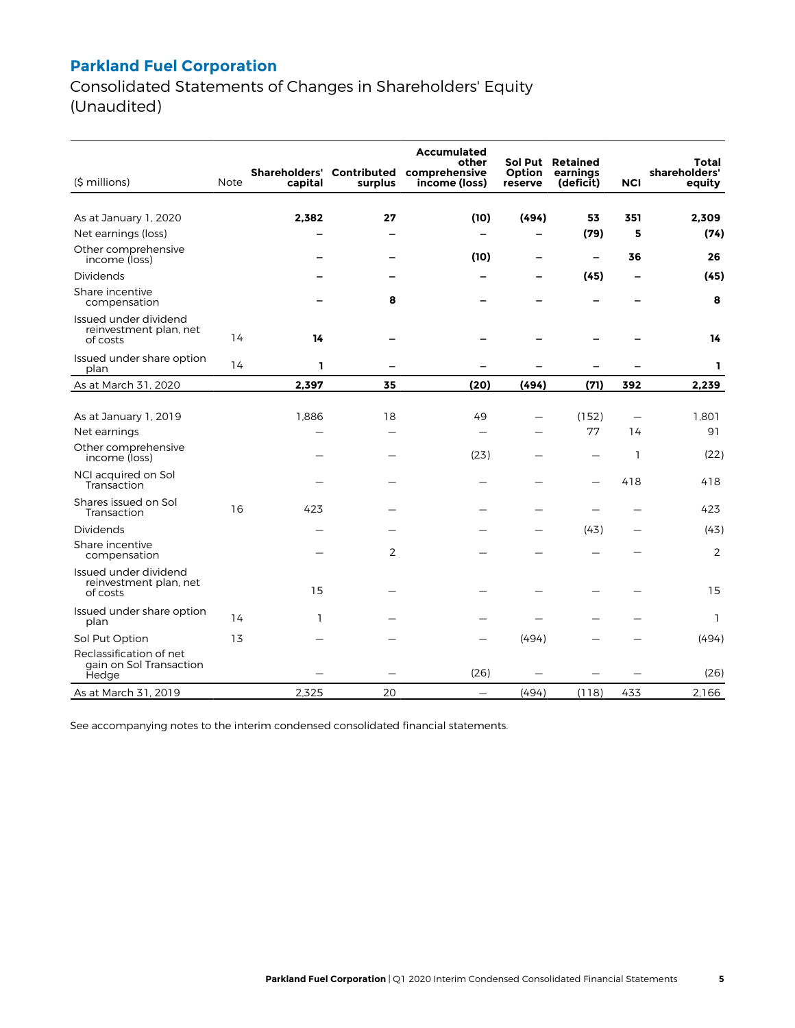# Parkland Fuel Corporation

## Consolidated Statements of Changes in Shareholders' Equity (Unaudited)

| ($ millions) | Note | Shareholders' capital | Contributed surplus | Accumulated other comprehensive income (loss) | Sol Put Option reserve | Retained earnings (deficit) | NCI | Total shareholders' equity |
|---|---|---|---|---|---|---|---|---|
| As at January 1, 2020 | | **2,382** | **27** | **(10)** | **(494)** | **53** | **351** | **2,309** |
| Net earnings (loss) | | **–** | **–** | **–** | **–** | **(79)** | **5** | **(74)** |
| Other comprehensive income (loss) | | **–** | **–** | **(10)** | **–** | **–** | **36** | **26** |
| Dividends | | **–** | **–** | **–** | **–** | **(45)** | **–** | **(45)** |
| Share incentive compensation | | **–** | **8** | **–** | **–** | **–** | **–** | **8** |
| Issued under dividend reinvestment plan, net of costs | 14 | **14** | **–** | **–** | **–** | **–** | **–** | **14** |
| Issued under share option plan | 14 | **1** | **–** | **–** | **–** | **–** | **–** | **1** |
| As at March 31, 2020 | | **2,397** | **35** | **(20)** | **(494)** | **(71)** | **392** | **2,239** |
| | | | | | | | | |
| As at January 1, 2019 | | 1,886 | 18 | 49 | — | (152) | — | 1,801 |
| Net earnings | | — | — | — | — | 77 | 14 | 91 |
| Other comprehensive income (loss) | | — | — | (23) | — | — | 1 | (22) |
| NCI acquired on Sol Transaction | | — | — | — | — | — | 418 | 418 |
| Shares issued on Sol Transaction | 16 | 423 | — | — | — | — | — | 423 |
| Dividends | | — | — | — | — | (43) | — | (43) |
| Share incentive compensation | | — | 2 | — | — | — | — | 2 |
| Issued under dividend reinvestment plan, net of costs | | 15 | — | — | — | — | — | 15 |
| Issued under share option plan | 14 | 1 | — | — | — | — | — | 1 |
| Sol Put Option | 13 | — | — | — | (494) | — | — | (494) |
| Reclassification of net gain on Sol Transaction Hedge | | — | — | (26) | — | — | — | (26) |
| As at March 31, 2019 | | 2,325 | 20 | — | (494) | (118) | 433 | 2,166 |

See accompanying notes to the interim condensed consolidated financial statements.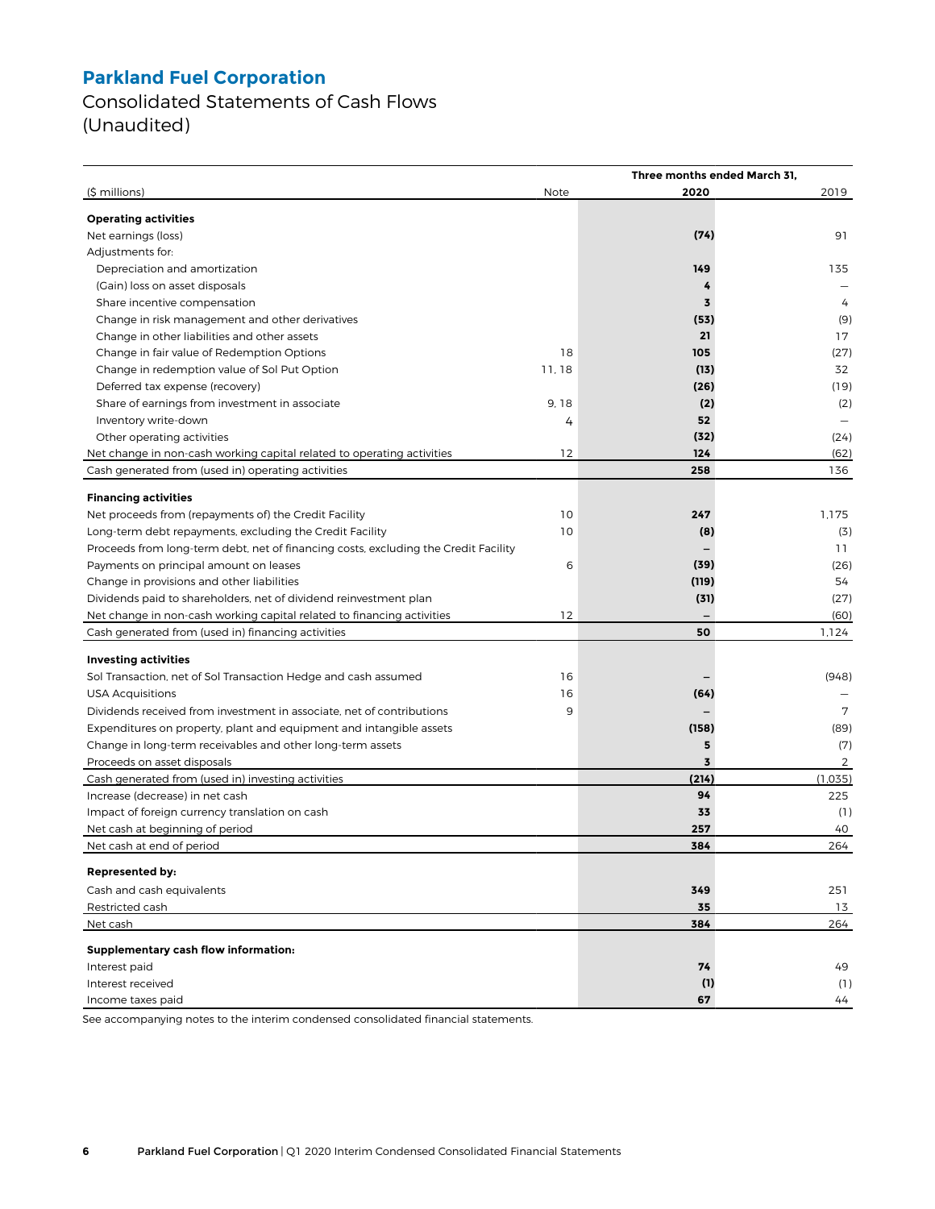# Parkland Fuel Corporation

## Consolidated Statements of Cash Flows
## (Unaudited)

| ($ millions) | Note | Three months ended March 31, 2020 | 2019 |
|---|---|---|---|
| **Operating activities** | | | |
| Net earnings (loss) | | **(74)** | 91 |
| Adjustments for: | | | |
| Depreciation and amortization | | **149** | 135 |
| (Gain) loss on asset disposals | | **4** | — |
| Share incentive compensation | | **3** | 4 |
| Change in risk management and other derivatives | | **(53)** | (9) |
| Change in other liabilities and other assets | | **21** | 17 |
| Change in fair value of Redemption Options | 18 | **105** | (27) |
| Change in redemption value of Sol Put Option | 11, 18 | **(13)** | 32 |
| Deferred tax expense (recovery) | | **(26)** | (19) |
| Share of earnings from investment in associate | 9, 18 | **(2)** | (2) |
| Inventory write-down | 4 | **52** | — |
| Other operating activities | | **(32)** | (24) |
| Net change in non-cash working capital related to operating activities | 12 | **124** | (62) |
| Cash generated from (used in) operating activities | | **258** | 136 |
| **Financing activities** | | | |
| Net proceeds from (repayments of) the Credit Facility | 10 | **247** | 1,175 |
| Long-term debt repayments, excluding the Credit Facility | 10 | **(8)** | (3) |
| Proceeds from long-term debt, net of financing costs, excluding the Credit Facility | | **–** | 11 |
| Payments on principal amount on leases | 6 | **(39)** | (26) |
| Change in provisions and other liabilities | | **(119)** | 54 |
| Dividends paid to shareholders, net of dividend reinvestment plan | | **(31)** | (27) |
| Net change in non-cash working capital related to financing activities | 12 | **–** | (60) |
| Cash generated from (used in) financing activities | | **50** | 1,124 |
| **Investing activities** | | | |
| Sol Transaction, net of Sol Transaction Hedge and cash assumed | 16 | **–** | (948) |
| USA Acquisitions | 16 | **(64)** | — |
| Dividends received from investment in associate, net of contributions | 9 | **–** | 7 |
| Expenditures on property, plant and equipment and intangible assets | | **(158)** | (89) |
| Change in long-term receivables and other long-term assets | | **5** | (7) |
| Proceeds on asset disposals | | **3** | 2 |
| Cash generated from (used in) investing activities | | **(214)** | (1,035) |
| Increase (decrease) in net cash | | **94** | 225 |
| Impact of foreign currency translation on cash | | **33** | (1) |
| Net cash at beginning of period | | **257** | 40 |
| Net cash at end of period | | **384** | 264 |
| **Represented by:** | | | |
| Cash and cash equivalents | | **349** | 251 |
| Restricted cash | | **35** | 13 |
| Net cash | | **384** | 264 |
| **Supplementary cash flow information:** | | | |
| Interest paid | | **74** | 49 |
| Interest received | | **(1)** | (1) |
| Income taxes paid | | **67** | 44 |

See accompanying notes to the interim condensed consolidated financial statements.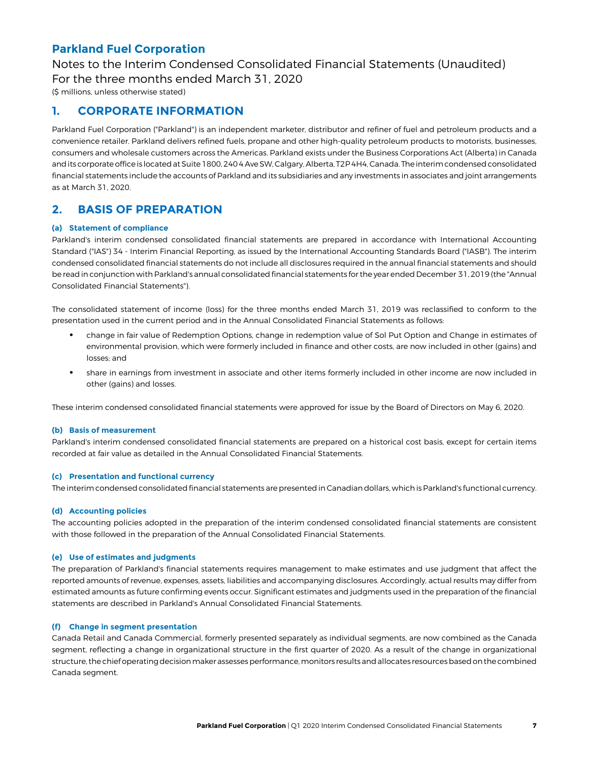# Parkland Fuel Corporation

## Notes to the Interim Condensed Consolidated Financial Statements (Unaudited)
## For the three months ended March 31, 2020

($ millions, unless otherwise stated)

## 1. CORPORATE INFORMATION

Parkland Fuel Corporation ("Parkland") is an independent marketer, distributor and refiner of fuel and petroleum products and a convenience retailer. Parkland delivers refined fuels, propane and other high-quality petroleum products to motorists, businesses, consumers and wholesale customers across the Americas. Parkland exists under the Business Corporations Act (Alberta) in Canada and its corporate office is located at Suite 1800, 240 4 Ave SW, Calgary, Alberta, T2P 4H4, Canada. The interim condensed consolidated financial statements include the accounts of Parkland and its subsidiaries and any investments in associates and joint arrangements as at March 31, 2020.

## 2. BASIS OF PREPARATION

### (a) Statement of compliance

Parkland's interim condensed consolidated financial statements are prepared in accordance with International Accounting Standard ("IAS") 34 - Interim Financial Reporting, as issued by the International Accounting Standards Board ("IASB"). The interim condensed consolidated financial statements do not include all disclosures required in the annual financial statements and should be read in conjunction with Parkland's annual consolidated financial statements for the year ended December 31, 2019 (the "Annual Consolidated Financial Statements").

The consolidated statement of income (loss) for the three months ended March 31, 2019 was reclassified to conform to the presentation used in the current period and in the Annual Consolidated Financial Statements as follows:

- change in fair value of Redemption Options, change in redemption value of Sol Put Option and Change in estimates of environmental provision, which were formerly included in finance and other costs, are now included in other (gains) and losses; and
- share in earnings from investment in associate and other items formerly included in other income are now included in other (gains) and losses.

These interim condensed consolidated financial statements were approved for issue by the Board of Directors on May 6, 2020.

### (b) Basis of measurement

Parkland's interim condensed consolidated financial statements are prepared on a historical cost basis, except for certain items recorded at fair value as detailed in the Annual Consolidated Financial Statements.

### (c) Presentation and functional currency

The interim condensed consolidated financial statements are presented in Canadian dollars, which is Parkland's functional currency.

### (d) Accounting policies

The accounting policies adopted in the preparation of the interim condensed consolidated financial statements are consistent with those followed in the preparation of the Annual Consolidated Financial Statements.

### (e) Use of estimates and judgments

The preparation of Parkland's financial statements requires management to make estimates and use judgment that affect the reported amounts of revenue, expenses, assets, liabilities and accompanying disclosures. Accordingly, actual results may differ from estimated amounts as future confirming events occur. Significant estimates and judgments used in the preparation of the financial statements are described in Parkland's Annual Consolidated Financial Statements.

### (f) Change in segment presentation

Canada Retail and Canada Commercial, formerly presented separately as individual segments, are now combined as the Canada segment, reflecting a change in organizational structure in the first quarter of 2020. As a result of the change in organizational structure, the chief operating decision maker assesses performance, monitors results and allocates resources based on the combined Canada segment.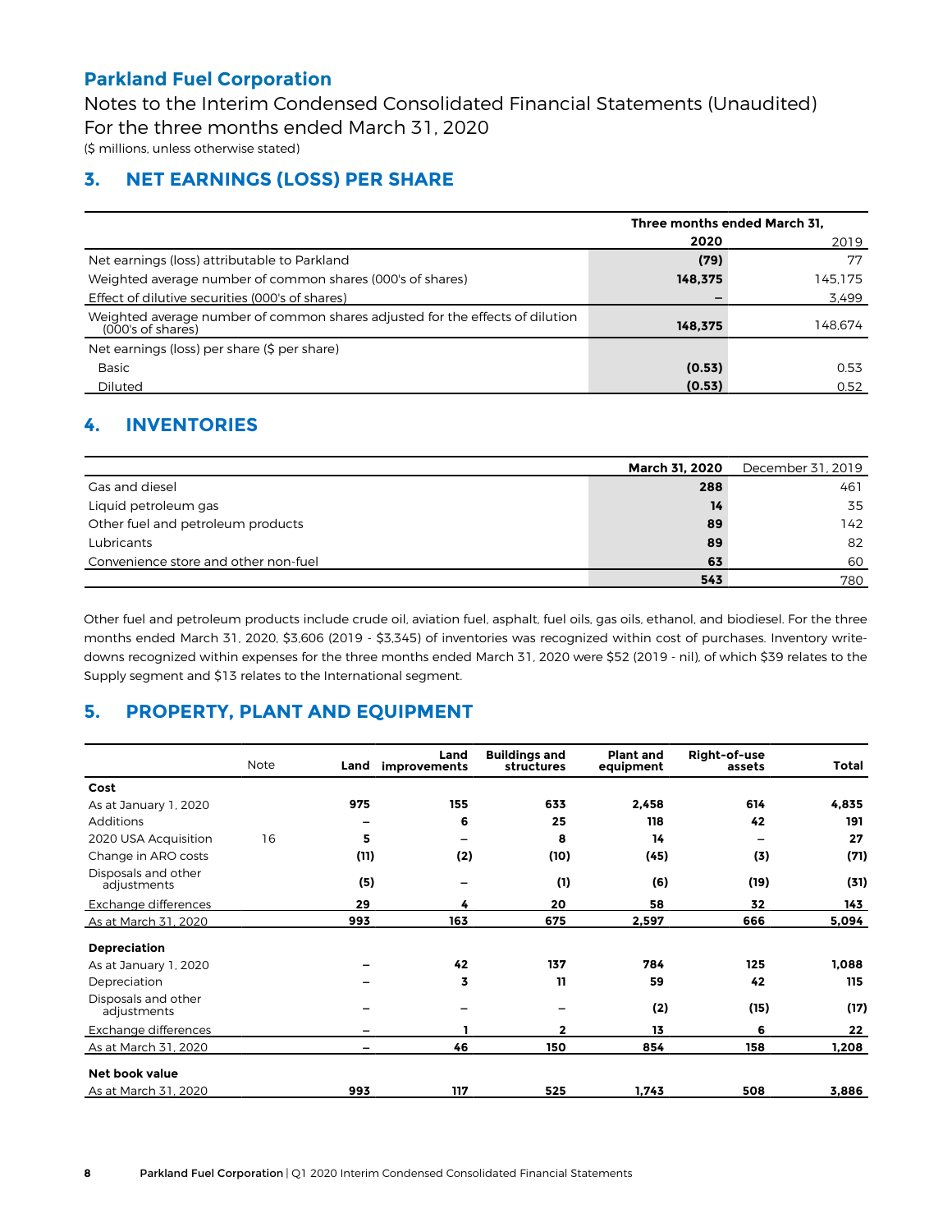# Parkland Fuel Corporation

Notes to the Interim Condensed Consolidated Financial Statements (Unaudited)
For the three months ended March 31, 2020
($ millions, unless otherwise stated)

## 3. NET EARNINGS (LOSS) PER SHARE

| | Three months ended March 31, | |
|---|---|---|
| | **2020** | 2019 |
| Net earnings (loss) attributable to Parkland | **(79)** | 77 |
| Weighted average number of common shares (000's of shares) | **148,375** | 145,175 |
| Effect of dilutive securities (000's of shares) | **–** | 3,499 |
| Weighted average number of common shares adjusted for the effects of dilution (000's of shares) | **148,375** | 148,674 |
| Net earnings (loss) per share ($ per share) | | |
| Basic | **(0.53)** | 0.53 |
| Diluted | **(0.53)** | 0.52 |

## 4. INVENTORIES

| | **March 31, 2020** | December 31, 2019 |
|---|---|---|
| Gas and diesel | **288** | 461 |
| Liquid petroleum gas | **14** | 35 |
| Other fuel and petroleum products | **89** | 142 |
| Lubricants | **89** | 82 |
| Convenience store and other non-fuel | **63** | 60 |
| | **543** | 780 |

Other fuel and petroleum products include crude oil, aviation fuel, asphalt, fuel oils, gas oils, ethanol, and biodiesel. For the three months ended March 31, 2020, $3,606 (2019 - $3,345) of inventories was recognized within cost of purchases. Inventory write-downs recognized within expenses for the three months ended March 31, 2020 were $52 (2019 - nil), of which $39 relates to the Supply segment and $13 relates to the International segment.

## 5. PROPERTY, PLANT AND EQUIPMENT

| | Note | Land | Land improvements | Buildings and structures | Plant and equipment | Right-of-use assets | Total |
|---|---|---|---|---|---|---|---|
| **Cost** | | | | | | | |
| As at January 1, 2020 | | **975** | **155** | **633** | **2,458** | **614** | **4,835** |
| Additions | | **–** | **6** | **25** | **118** | **42** | **191** |
| 2020 USA Acquisition | 16 | **5** | **–** | **8** | **14** | **–** | **27** |
| Change in ARO costs | | **(11)** | **(2)** | **(10)** | **(45)** | **(3)** | **(71)** |
| Disposals and other adjustments | | **(5)** | **–** | **(1)** | **(6)** | **(19)** | **(31)** |
| Exchange differences | | **29** | **4** | **20** | **58** | **32** | **143** |
| As at March 31, 2020 | | **993** | **163** | **675** | **2,597** | **666** | **5,094** |
| **Depreciation** | | | | | | | |
| As at January 1, 2020 | | **–** | **42** | **137** | **784** | **125** | **1,088** |
| Depreciation | | **–** | **3** | **11** | **59** | **42** | **115** |
| Disposals and other adjustments | | **–** | **–** | **–** | **(2)** | **(15)** | **(17)** |
| Exchange differences | | **–** | **1** | **2** | **13** | **6** | **22** |
| As at March 31, 2020 | | **–** | **46** | **150** | **854** | **158** | **1,208** |
| **Net book value** | | | | | | | |
| As at March 31, 2020 | | **993** | **117** | **525** | **1,743** | **508** | **3,886** |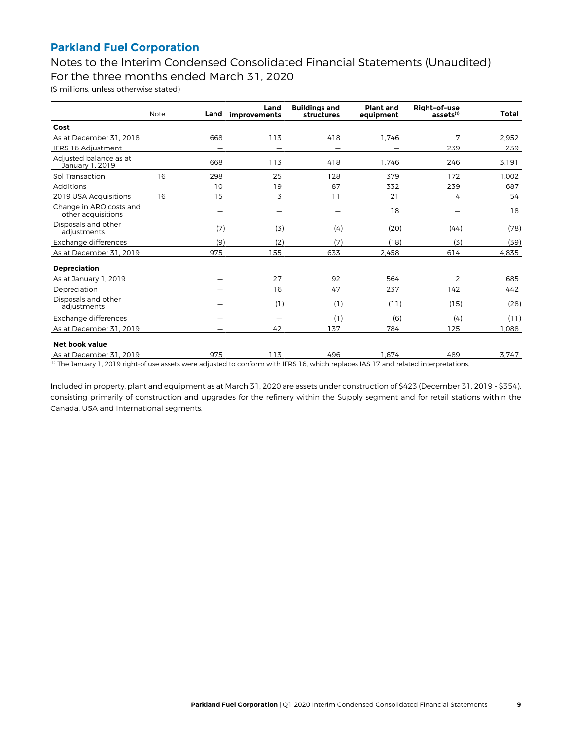## Parkland Fuel Corporation

Notes to the Interim Condensed Consolidated Financial Statements (Unaudited)
For the three months ended March 31, 2020
($ millions, unless otherwise stated)

| | Note | Land | Land improvements | Buildings and structures | Plant and equipment | Right-of-use assets[1] | Total |
|---|---|---|---|---|---|---|---|
| **Cost** | | | | | | | |
| As at December 31, 2018 | | 668 | 113 | 418 | 1,746 | 7 | 2,952 |
| IFRS 16 Adjustment | | — | — | — | — | 239 | 239 |
| Adjusted balance as at January 1, 2019 | | 668 | 113 | 418 | 1,746 | 246 | 3,191 |
| Sol Transaction | 16 | 298 | 25 | 128 | 379 | 172 | 1,002 |
| Additions | | 10 | 19 | 87 | 332 | 239 | 687 |
| 2019 USA Acquisitions | 16 | 15 | 3 | 11 | 21 | 4 | 54 |
| Change in ARO costs and other acquisitions | | — | — | — | 18 | — | 18 |
| Disposals and other adjustments | | (7) | (3) | (4) | (20) | (44) | (78) |
| Exchange differences | | (9) | (2) | (7) | (18) | (3) | (39) |
| As at December 31, 2019 | | 975 | 155 | 633 | 2,458 | 614 | 4,835 |
| **Depreciation** | | | | | | | |
| As at January 1, 2019 | | — | 27 | 92 | 564 | 2 | 685 |
| Depreciation | | — | 16 | 47 | 237 | 142 | 442 |
| Disposals and other adjustments | | — | (1) | (1) | (11) | (15) | (28) |
| Exchange differences | | — | — | (1) | (6) | (4) | (11) |
| As at December 31, 2019 | | — | 42 | 137 | 784 | 125 | 1,088 |
| **Net book value** | | | | | | | |
| As at December 31, 2019 | | 975 | 113 | 496 | 1,674 | 489 | 3,747 |

[1] The January 1, 2019 right-of use assets were adjusted to conform with IFRS 16, which replaces IAS 17 and related interpretations.

Included in property, plant and equipment as at March 31, 2020 are assets under construction of $423 (December 31, 2019 - $354), consisting primarily of construction and upgrades for the refinery within the Supply segment and for retail stations within the Canada, USA and International segments.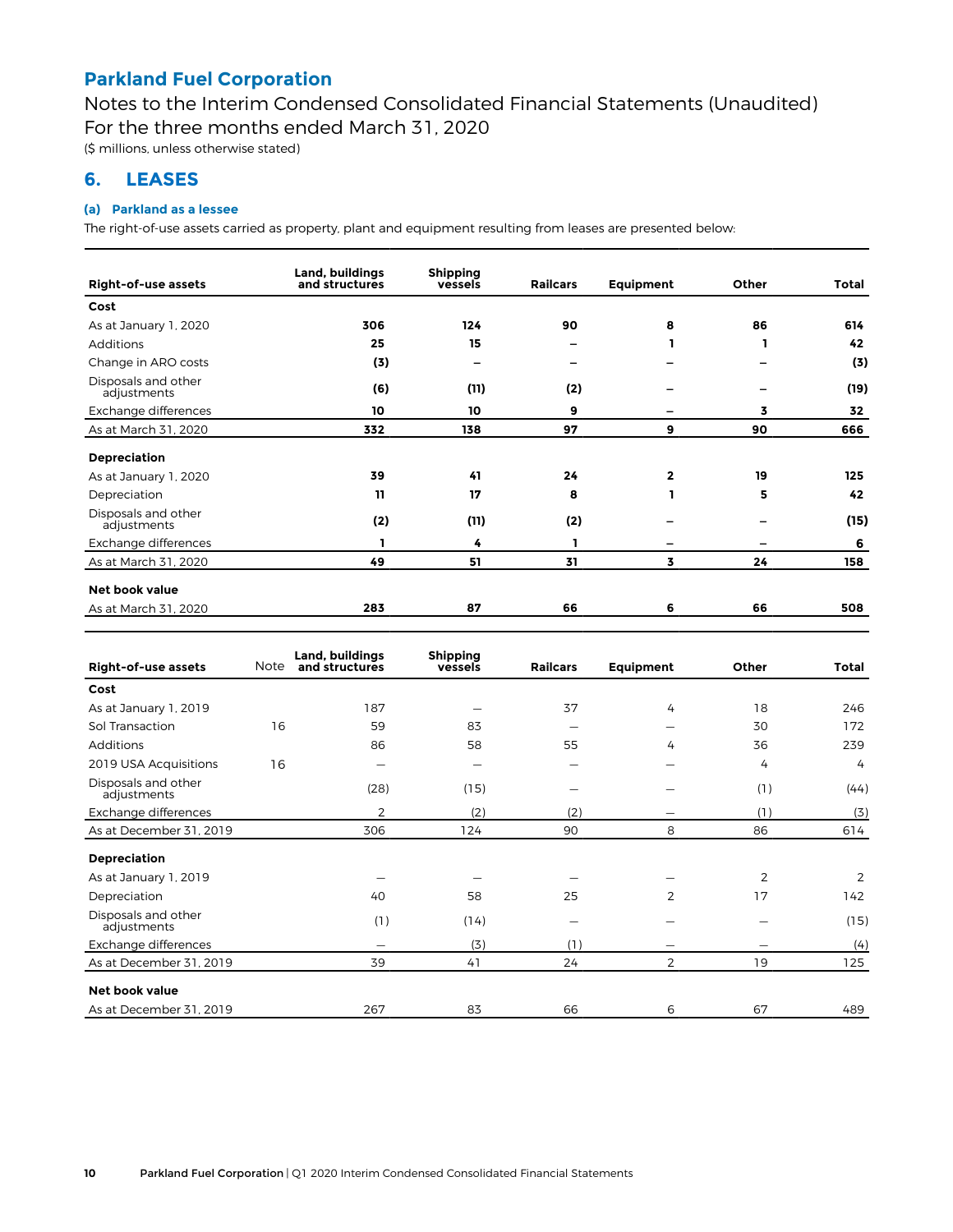## Parkland Fuel Corporation

Notes to the Interim Condensed Consolidated Financial Statements (Unaudited)
For the three months ended March 31, 2020
($ millions, unless otherwise stated)

## 6. LEASES

### (a) Parkland as a lessee

The right-of-use assets carried as property, plant and equipment resulting from leases are presented below:

| Right-of-use assets | Land, buildings and structures | Shipping vessels | Railcars | Equipment | Other | Total |
|---|---|---|---|---|---|---|
| **Cost** | | | | | | |
| As at January 1, 2020 | **306** | **124** | **90** | **8** | **86** | **614** |
| Additions | **25** | **15** | **–** | **1** | **1** | **42** |
| Change in ARO costs | **(3)** | **–** | **–** | **–** | **–** | **(3)** |
| Disposals and other adjustments | **(6)** | **(11)** | **(2)** | **–** | **–** | **(19)** |
| Exchange differences | **10** | **10** | **9** | **–** | **3** | **32** |
| As at March 31, 2020 | **332** | **138** | **97** | **9** | **90** | **666** |
| **Depreciation** | | | | | | |
| As at January 1, 2020 | **39** | **41** | **24** | **2** | **19** | **125** |
| Depreciation | **11** | **17** | **8** | **1** | **5** | **42** |
| Disposals and other adjustments | **(2)** | **(11)** | **(2)** | **–** | **–** | **(15)** |
| Exchange differences | **1** | **4** | **1** | **–** | **–** | **6** |
| As at March 31, 2020 | **49** | **51** | **31** | **3** | **24** | **158** |
| **Net book value** | | | | | | |
| As at March 31, 2020 | **283** | **87** | **66** | **6** | **66** | **508** |

| Right-of-use assets | Note | Land, buildings and structures | Shipping vessels | Railcars | Equipment | Other | Total |
|---|---|---|---|---|---|---|---|
| **Cost** | | | | | | | |
| As at January 1, 2019 | | 187 | — | 37 | 4 | 18 | 246 |
| Sol Transaction | 16 | 59 | 83 | — | — | 30 | 172 |
| Additions | | 86 | 58 | 55 | 4 | 36 | 239 |
| 2019 USA Acquisitions | 16 | — | — | — | — | 4 | 4 |
| Disposals and other adjustments | | (28) | (15) | — | — | (1) | (44) |
| Exchange differences | | 2 | (2) | (2) | — | (1) | (3) |
| As at December 31, 2019 | | 306 | 124 | 90 | 8 | 86 | 614 |
| **Depreciation** | | | | | | | |
| As at January 1, 2019 | | — | — | — | — | 2 | 2 |
| Depreciation | | 40 | 58 | 25 | 2 | 17 | 142 |
| Disposals and other adjustments | | (1) | (14) | — | — | — | (15) |
| Exchange differences | | — | (3) | (1) | — | — | (4) |
| As at December 31, 2019 | | 39 | 41 | 24 | 2 | 19 | 125 |
| **Net book value** | | | | | | | |
| As at December 31, 2019 | | 267 | 83 | 66 | 6 | 67 | 489 |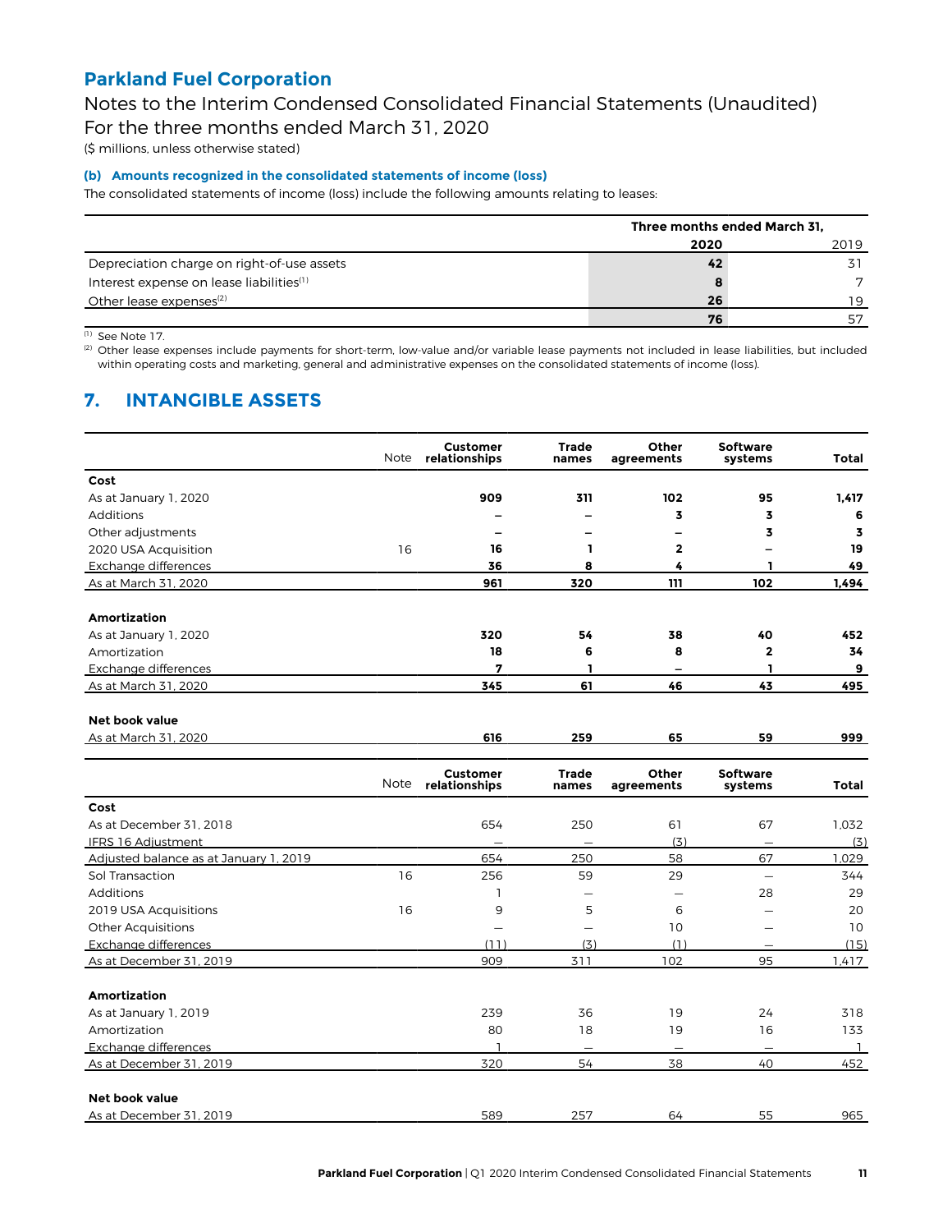# Parkland Fuel Corporation

Notes to the Interim Condensed Consolidated Financial Statements (Unaudited)
For the three months ended March 31, 2020
($ millions, unless otherwise stated)

### (b) Amounts recognized in the consolidated statements of income (loss)

The consolidated statements of income (loss) include the following amounts relating to leases:

| | Three months ended March 31, | |
|---|---|---|
| | **2020** | 2019 |
| Depreciation charge on right-of-use assets | **42** | 31 |
| Interest expense on lease liabilities[1] | **8** | 7 |
| Other lease expenses[2] | **26** | 19 |
| | **76** | 57 |

[1] See Note 17.

[2] Other lease expenses include payments for short-term, low-value and/or variable lease payments not included in lease liabilities, but included within operating costs and marketing, general and administrative expenses on the consolidated statements of income (loss).

## 7. INTANGIBLE ASSETS

| | Note | Customer relationships | Trade names | Other agreements | Software systems | Total |
|---|---|---|---|---|---|---|
| **Cost** | | | | | | |
| As at January 1, 2020 | | **909** | **311** | **102** | **95** | **1,417** |
| Additions | | **–** | **–** | **3** | **3** | **6** |
| Other adjustments | | **–** | **–** | **–** | **3** | **3** |
| 2020 USA Acquisition | 16 | **16** | **1** | **2** | **–** | **19** |
| Exchange differences | | **36** | **8** | **4** | **1** | **49** |
| As at March 31, 2020 | | **961** | **320** | **111** | **102** | **1,494** |
| | | | | | | |
| **Amortization** | | | | | | |
| As at January 1, 2020 | | **320** | **54** | **38** | **40** | **452** |
| Amortization | | **18** | **6** | **8** | **2** | **34** |
| Exchange differences | | **7** | **1** | **–** | **1** | **9** |
| As at March 31, 2020 | | **345** | **61** | **46** | **43** | **495** |
| | | | | | | |
| **Net book value** | | | | | | |
| As at March 31, 2020 | | **616** | **259** | **65** | **59** | **999** |

| | Note | Customer relationships | Trade names | Other agreements | Software systems | Total |
|---|---|---|---|---|---|---|
| **Cost** | | | | | | |
| As at December 31, 2018 | | 654 | 250 | 61 | 67 | 1,032 |
| IFRS 16 Adjustment | | — | — | (3) | — | (3) |
| Adjusted balance as at January 1, 2019 | | 654 | 250 | 58 | 67 | 1,029 |
| Sol Transaction | 16 | 256 | 59 | 29 | — | 344 |
| Additions | | 1 | — | — | 28 | 29 |
| 2019 USA Acquisitions | 16 | 9 | 5 | 6 | — | 20 |
| Other Acquisitions | | — | — | 10 | — | 10 |
| Exchange differences | | (11) | (3) | (1) | — | (15) |
| As at December 31, 2019 | | 909 | 311 | 102 | 95 | 1,417 |
| | | | | | | |
| **Amortization** | | | | | | |
| As at January 1, 2019 | | 239 | 36 | 19 | 24 | 318 |
| Amortization | | 80 | 18 | 19 | 16 | 133 |
| Exchange differences | | 1 | — | — | — | 1 |
| As at December 31, 2019 | | 320 | 54 | 38 | 40 | 452 |
| | | | | | | |
| **Net book value** | | | | | | |
| As at December 31, 2019 | | 589 | 257 | 64 | 55 | 965 |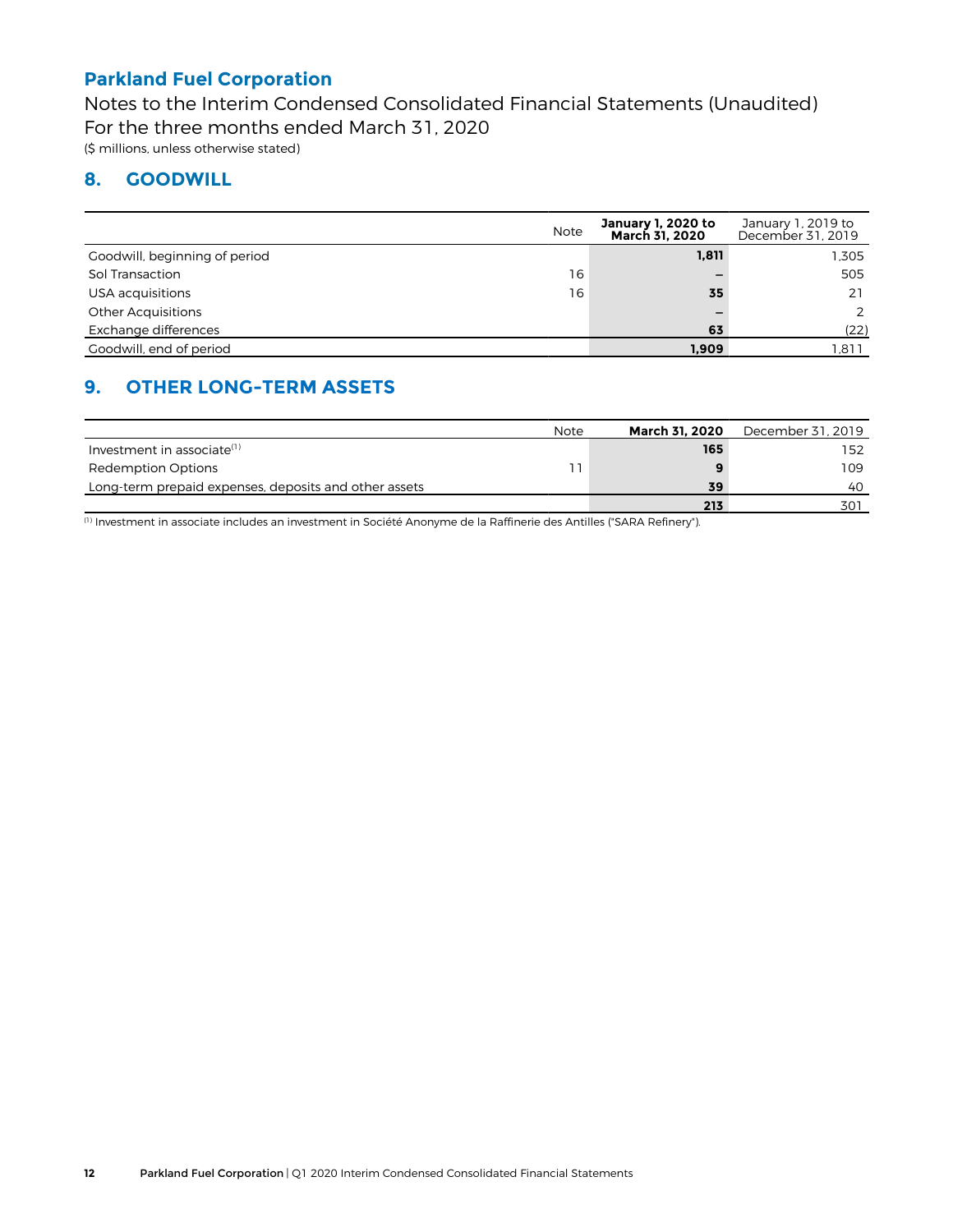# Parkland Fuel Corporation

Notes to the Interim Condensed Consolidated Financial Statements (Unaudited)
For the three months ended March 31, 2020
($ millions, unless otherwise stated)

## 8. GOODWILL

| | Note | **January 1, 2020 to March 31, 2020** | January 1, 2019 to December 31, 2019 |
|---|---|---|---|
| Goodwill, beginning of period | | **1,811** | 1,305 |
| Sol Transaction | 16 | **–** | 505 |
| USA acquisitions | 16 | **35** | 21 |
| Other Acquisitions | | **–** | 2 |
| Exchange differences | | **63** | (22) |
| Goodwill, end of period | | **1,909** | 1,811 |

## 9. OTHER LONG-TERM ASSETS

| | Note | **March 31, 2020** | December 31, 2019 |
|---|---|---|---|
| Investment in associate[1] | | **165** | 152 |
| Redemption Options | 11 | **9** | 109 |
| Long-term prepaid expenses, deposits and other assets | | **39** | 40 |
| | | **213** | 301 |

[1] Investment in associate includes an investment in Société Anonyme de la Raffinerie des Antilles ("SARA Refinery").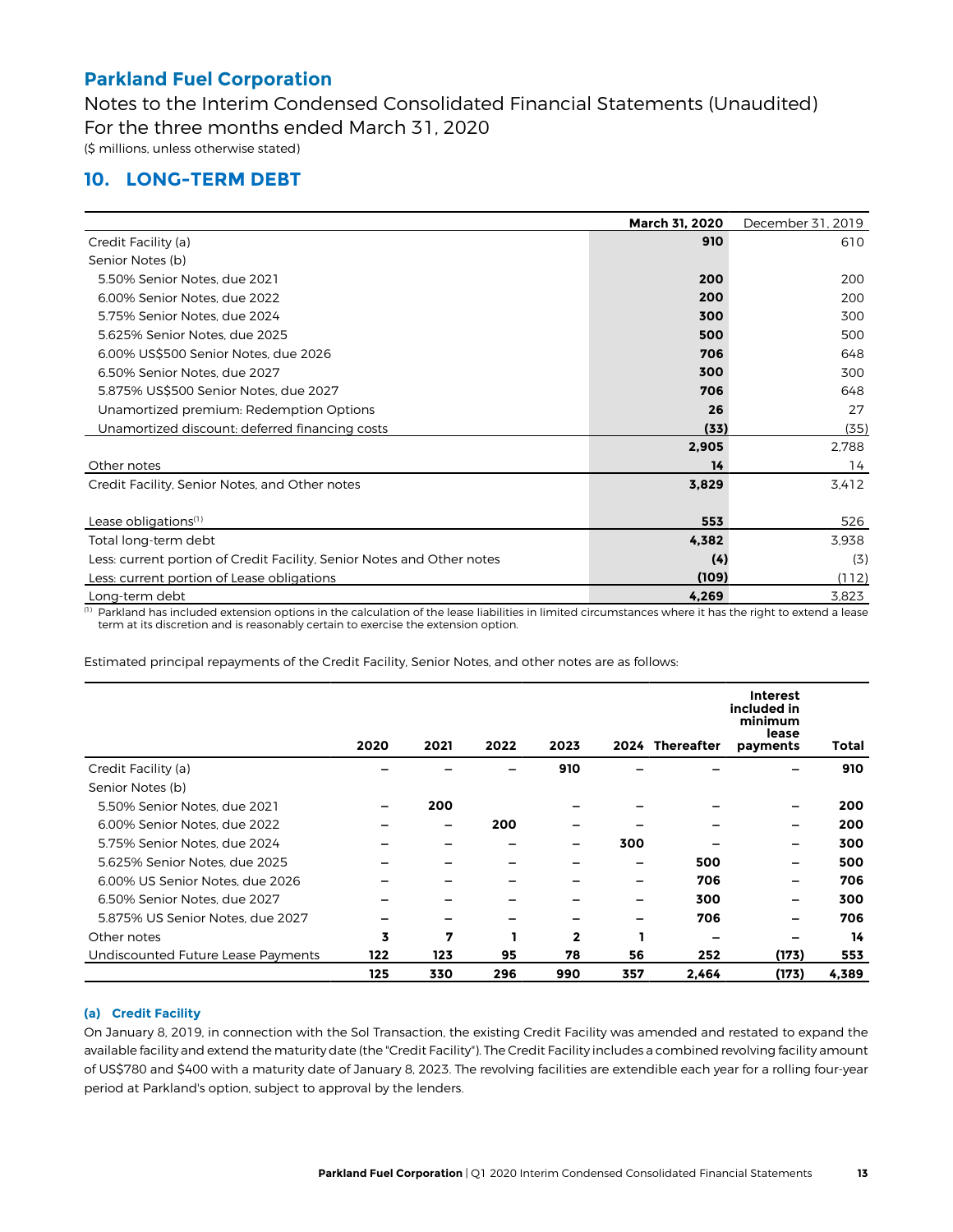# Parkland Fuel Corporation

Notes to the Interim Condensed Consolidated Financial Statements (Unaudited)
For the three months ended March 31, 2020
($ millions, unless otherwise stated)

## 10. LONG-TERM DEBT

| | March 31, 2020 | December 31, 2019 |
|---|---|---|
| Credit Facility (a) | **910** | 610 |
| Senior Notes (b) | | |
| 5.50% Senior Notes, due 2021 | **200** | 200 |
| 6.00% Senior Notes, due 2022 | **200** | 200 |
| 5.75% Senior Notes, due 2024 | **300** | 300 |
| 5.625% Senior Notes, due 2025 | **500** | 500 |
| 6.00% US$500 Senior Notes, due 2026 | **706** | 648 |
| 6.50% Senior Notes, due 2027 | **300** | 300 |
| 5.875% US$500 Senior Notes, due 2027 | **706** | 648 |
| Unamortized premium: Redemption Options | **26** | 27 |
| Unamortized discount: deferred financing costs | **(33)** | (35) |
| | **2,905** | 2,788 |
| Other notes | **14** | 14 |
| Credit Facility, Senior Notes, and Other notes | **3,829** | 3,412 |
| | | |
| Lease obligations[1] | **553** | 526 |
| Total long-term debt | **4,382** | 3,938 |
| Less: current portion of Credit Facility, Senior Notes and Other notes | **(4)** | (3) |
| Less: current portion of Lease obligations | **(109)** | (112) |
| Long-term debt | **4,269** | 3,823 |

[1] Parkland has included extension options in the calculation of the lease liabilities in limited circumstances where it has the right to extend a lease term at its discretion and is reasonably certain to exercise the extension option.

Estimated principal repayments of the Credit Facility, Senior Notes, and other notes are as follows:

| | 2020 | 2021 | 2022 | 2023 | 2024 | Thereafter | Interest included in minimum lease payments | Total |
|---|---|---|---|---|---|---|---|---|
| Credit Facility (a) | – | – | – | 910 | – | – | – | **910** |
| Senior Notes (b) | | | | | | | | |
| 5.50% Senior Notes, due 2021 | – | 200 | | – | – | – | – | **200** |
| 6.00% Senior Notes, due 2022 | – | – | 200 | – | – | – | – | **200** |
| 5.75% Senior Notes, due 2024 | – | – | – | – | 300 | – | – | **300** |
| 5.625% Senior Notes, due 2025 | – | – | – | – | – | 500 | – | **500** |
| 6.00% US Senior Notes, due 2026 | – | – | – | – | – | 706 | – | **706** |
| 6.50% Senior Notes, due 2027 | – | – | – | – | – | 300 | – | **300** |
| 5.875% US Senior Notes, due 2027 | – | – | – | – | – | 706 | – | **706** |
| Other notes | 3 | 7 | 1 | 2 | 1 | – | – | **14** |
| Undiscounted Future Lease Payments | 122 | 123 | 95 | 78 | 56 | 252 | (173) | **553** |
| | 125 | 330 | 296 | 990 | 357 | 2,464 | (173) | **4,389** |

### (a) Credit Facility

On January 8, 2019, in connection with the Sol Transaction, the existing Credit Facility was amended and restated to expand the available facility and extend the maturity date (the "Credit Facility"). The Credit Facility includes a combined revolving facility amount of US$780 and $400 with a maturity date of January 8, 2023. The revolving facilities are extendible each year for a rolling four-year period at Parkland's option, subject to approval by the lenders.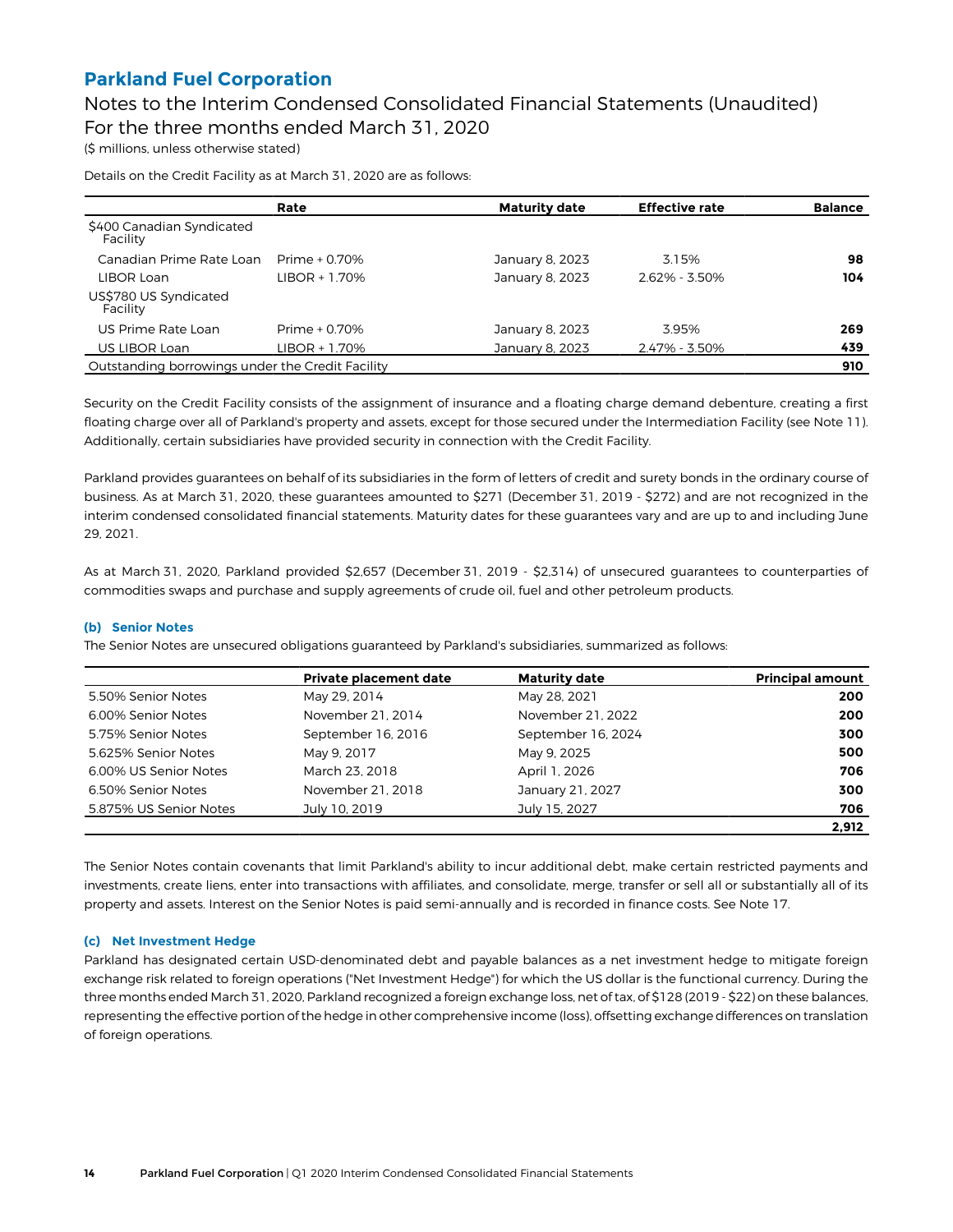Details on the Credit Facility as at March 31, 2020 are as follows:

| | Rate | Maturity date | Effective rate | Balance |
|---|---|---|---|---|
| $400 Canadian Syndicated Facility | | | | |
| Canadian Prime Rate Loan | Prime + 0.70% | January 8, 2023 | 3.15% | **98** |
| LIBOR Loan | LIBOR + 1.70% | January 8, 2023 | 2.62% - 3.50% | **104** |
| US$780 US Syndicated Facility | | | | |
| US Prime Rate Loan | Prime + 0.70% | January 8, 2023 | 3.95% | **269** |
| US LIBOR Loan | LIBOR + 1.70% | January 8, 2023 | 2.47% - 3.50% | **439** |
| Outstanding borrowings under the Credit Facility | | | | **910** |

Security on the Credit Facility consists of the assignment of insurance and a floating charge demand debenture, creating a first floating charge over all of Parkland's property and assets, except for those secured under the Intermediation Facility (see Note 11). Additionally, certain subsidiaries have provided security in connection with the Credit Facility.

Parkland provides guarantees on behalf of its subsidiaries in the form of letters of credit and surety bonds in the ordinary course of business. As at March 31, 2020, these guarantees amounted to $271 (December 31, 2019 - $272) and are not recognized in the interim condensed consolidated financial statements. Maturity dates for these guarantees vary and are up to and including June 29, 2021.

As at March 31, 2020, Parkland provided $2,657 (December 31, 2019 - $2,314) of unsecured guarantees to counterparties of commodities swaps and purchase and supply agreements of crude oil, fuel and other petroleum products.

#### (b) Senior Notes

The Senior Notes are unsecured obligations guaranteed by Parkland's subsidiaries, summarized as follows:

| | Private placement date | Maturity date | Principal amount |
|---|---|---|---|
| 5.50% Senior Notes | May 29, 2014 | May 28, 2021 | **200** |
| 6.00% Senior Notes | November 21, 2014 | November 21, 2022 | **200** |
| 5.75% Senior Notes | September 16, 2016 | September 16, 2024 | **300** |
| 5.625% Senior Notes | May 9, 2017 | May 9, 2025 | **500** |
| 6.00% US Senior Notes | March 23, 2018 | April 1, 2026 | **706** |
| 6.50% Senior Notes | November 21, 2018 | January 21, 2027 | **300** |
| 5.875% US Senior Notes | July 10, 2019 | July 15, 2027 | **706** |
| | | | **2,912** |

The Senior Notes contain covenants that limit Parkland's ability to incur additional debt, make certain restricted payments and investments, create liens, enter into transactions with affiliates, and consolidate, merge, transfer or sell all or substantially all of its property and assets. Interest on the Senior Notes is paid semi-annually and is recorded in finance costs. See Note 17.

#### (c) Net Investment Hedge

Parkland has designated certain USD-denominated debt and payable balances as a net investment hedge to mitigate foreign exchange risk related to foreign operations ("Net Investment Hedge") for which the US dollar is the functional currency. During the three months ended March 31, 2020, Parkland recognized a foreign exchange loss, net of tax, of $128 (2019 - $22) on these balances, representing the effective portion of the hedge in other comprehensive income (loss), offsetting exchange differences on translation of foreign operations.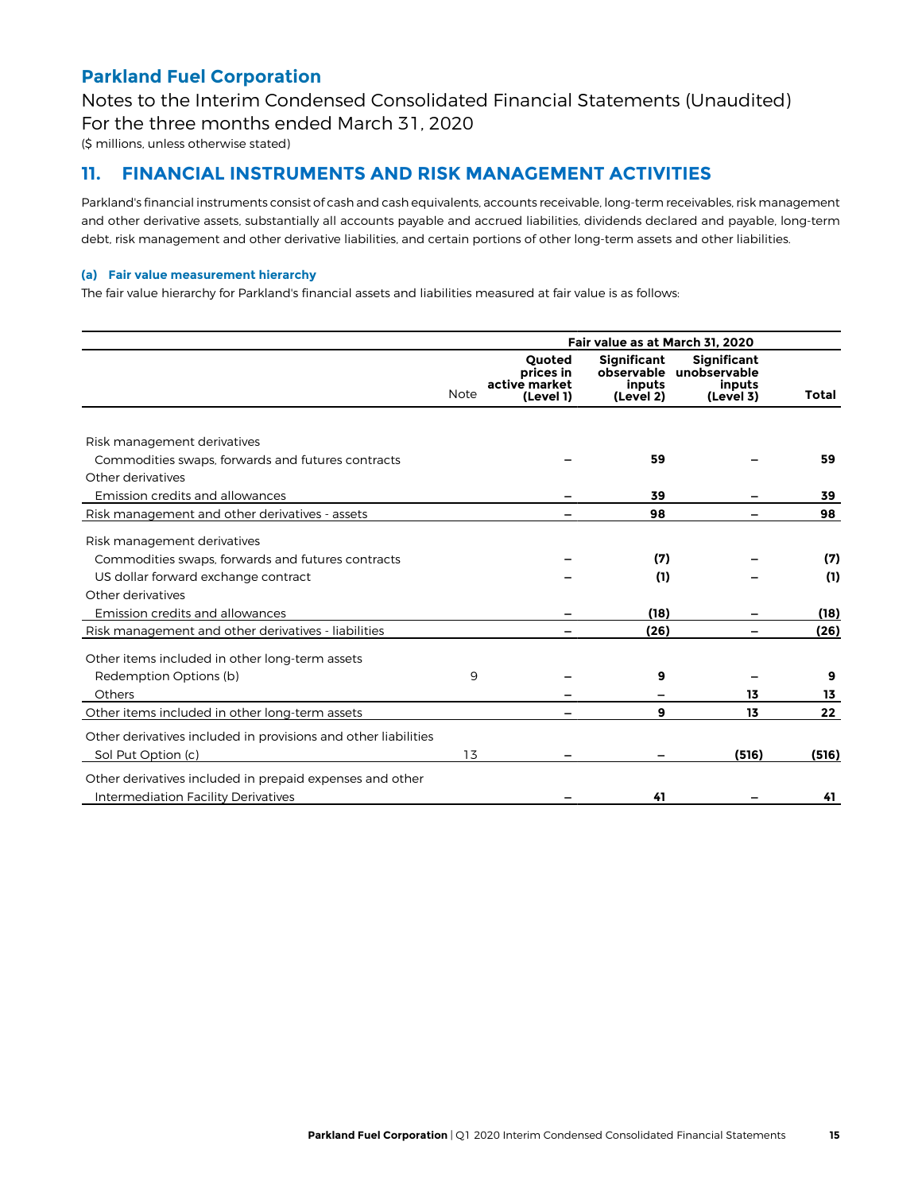**Parkland Fuel Corporation**

Notes to the Interim Condensed Consolidated Financial Statements (Unaudited)
For the three months ended March 31, 2020
($ millions, unless otherwise stated)

## 11. FINANCIAL INSTRUMENTS AND RISK MANAGEMENT ACTIVITIES

Parkland's financial instruments consist of cash and cash equivalents, accounts receivable, long-term receivables, risk management and other derivative assets, substantially all accounts payable and accrued liabilities, dividends declared and payable, long-term debt, risk management and other derivative liabilities, and certain portions of other long-term assets and other liabilities.

### (a) Fair value measurement hierarchy

The fair value hierarchy for Parkland's financial assets and liabilities measured at fair value is as follows:

| | | Fair value as at March 31, 2020 | | | |
|---|---|---|---|---|---|
| | Note | Quoted prices in active market (Level 1) | Significant observable inputs (Level 2) | Significant unobservable inputs (Level 3) | Total |
| Risk management derivatives | | | | | |
| Commodities swaps, forwards and futures contracts | | – | 59 | – | 59 |
| Other derivatives | | | | | |
| Emission credits and allowances | | – | 39 | – | 39 |
| Risk management and other derivatives - assets | | – | 98 | – | 98 |
| Risk management derivatives | | | | | |
| Commodities swaps, forwards and futures contracts | | – | (7) | – | (7) |
| US dollar forward exchange contract | | – | (1) | – | (1) |
| Other derivatives | | | | | |
| Emission credits and allowances | | – | (18) | – | (18) |
| Risk management and other derivatives - liabilities | | – | (26) | – | (26) |
| Other items included in other long-term assets | | | | | |
| Redemption Options (b) | 9 | – | 9 | – | 9 |
| Others | | – | – | 13 | 13 |
| Other items included in other long-term assets | | – | 9 | 13 | 22 |
| Other derivatives included in provisions and other liabilities | | | | | |
| Sol Put Option (c) | 13 | – | – | (516) | (516) |
| Other derivatives included in prepaid expenses and other | | | | | |
| Intermediation Facility Derivatives | | – | 41 | – | 41 |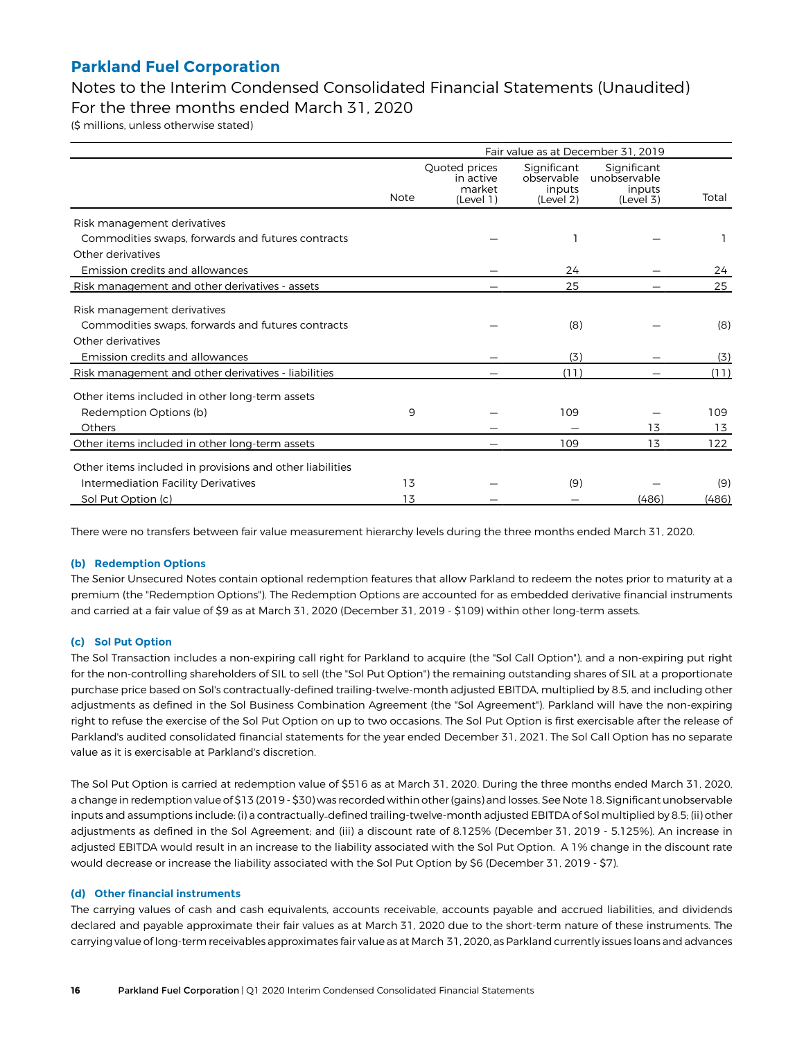## Parkland Fuel Corporation

Notes to the Interim Condensed Consolidated Financial Statements (Unaudited)
For the three months ended March 31, 2020
($ millions, unless otherwise stated)

| | | Fair value as at December 31, 2019 | | | |
|---|---|---|---|---|---|
| | Note | Quoted prices in active market (Level 1) | Significant observable inputs (Level 2) | Significant unobservable inputs (Level 3) | Total |
| Risk management derivatives | | | | | |
| Commodities swaps, forwards and futures contracts | | — | 1 | — | 1 |
| Other derivatives | | | | | |
| Emission credits and allowances | | — | 24 | — | 24 |
| Risk management and other derivatives - assets | | — | 25 | — | 25 |
| Risk management derivatives | | | | | |
| Commodities swaps, forwards and futures contracts | | — | (8) | — | (8) |
| Other derivatives | | | | | |
| Emission credits and allowances | | — | (3) | — | (3) |
| Risk management and other derivatives - liabilities | | — | (11) | — | (11) |
| Other items included in other long-term assets | | | | | |
| Redemption Options (b) | 9 | — | 109 | — | 109 |
| Others | | — | — | 13 | 13 |
| Other items included in other long-term assets | | — | 109 | 13 | 122 |
| Other items included in provisions and other liabilities | | | | | |
| Intermediation Facility Derivatives | 13 | — | (9) | — | (9) |
| Sol Put Option (c) | 13 | — | — | (486) | (486) |

There were no transfers between fair value measurement hierarchy levels during the three months ended March 31, 2020.

#### (b) Redemption Options

The Senior Unsecured Notes contain optional redemption features that allow Parkland to redeem the notes prior to maturity at a premium (the "Redemption Options"). The Redemption Options are accounted for as embedded derivative financial instruments and carried at a fair value of $9 as at March 31, 2020 (December 31, 2019 - $109) within other long-term assets.

#### (c) Sol Put Option

The Sol Transaction includes a non-expiring call right for Parkland to acquire (the "Sol Call Option"), and a non-expiring put right for the non-controlling shareholders of SIL to sell (the "Sol Put Option") the remaining outstanding shares of SIL at a proportionate purchase price based on Sol's contractually-defined trailing-twelve-month adjusted EBITDA, multiplied by 8.5, and including other adjustments as defined in the Sol Business Combination Agreement (the "Sol Agreement"). Parkland will have the non-expiring right to refuse the exercise of the Sol Put Option on up to two occasions. The Sol Put Option is first exercisable after the release of Parkland's audited consolidated financial statements for the year ended December 31, 2021. The Sol Call Option has no separate value as it is exercisable at Parkland's discretion.

The Sol Put Option is carried at redemption value of $516 as at March 31, 2020. During the three months ended March 31, 2020, a change in redemption value of $13 (2019 - $30) was recorded within other (gains) and losses. See Note 18. Significant unobservable inputs and assumptions include: (i) a contractually-defined trailing-twelve-month adjusted EBITDA of Sol multiplied by 8.5; (ii) other adjustments as defined in the Sol Agreement; and (iii) a discount rate of 8.125% (December 31, 2019 - 5.125%). An increase in adjusted EBITDA would result in an increase to the liability associated with the Sol Put Option. A 1% change in the discount rate would decrease or increase the liability associated with the Sol Put Option by $6 (December 31, 2019 - $7).

#### (d) Other financial instruments

The carrying values of cash and cash equivalents, accounts receivable, accounts payable and accrued liabilities, and dividends declared and payable approximate their fair values as at March 31, 2020 due to the short-term nature of these instruments. The carrying value of long-term receivables approximates fair value as at March 31, 2020, as Parkland currently issues loans and advances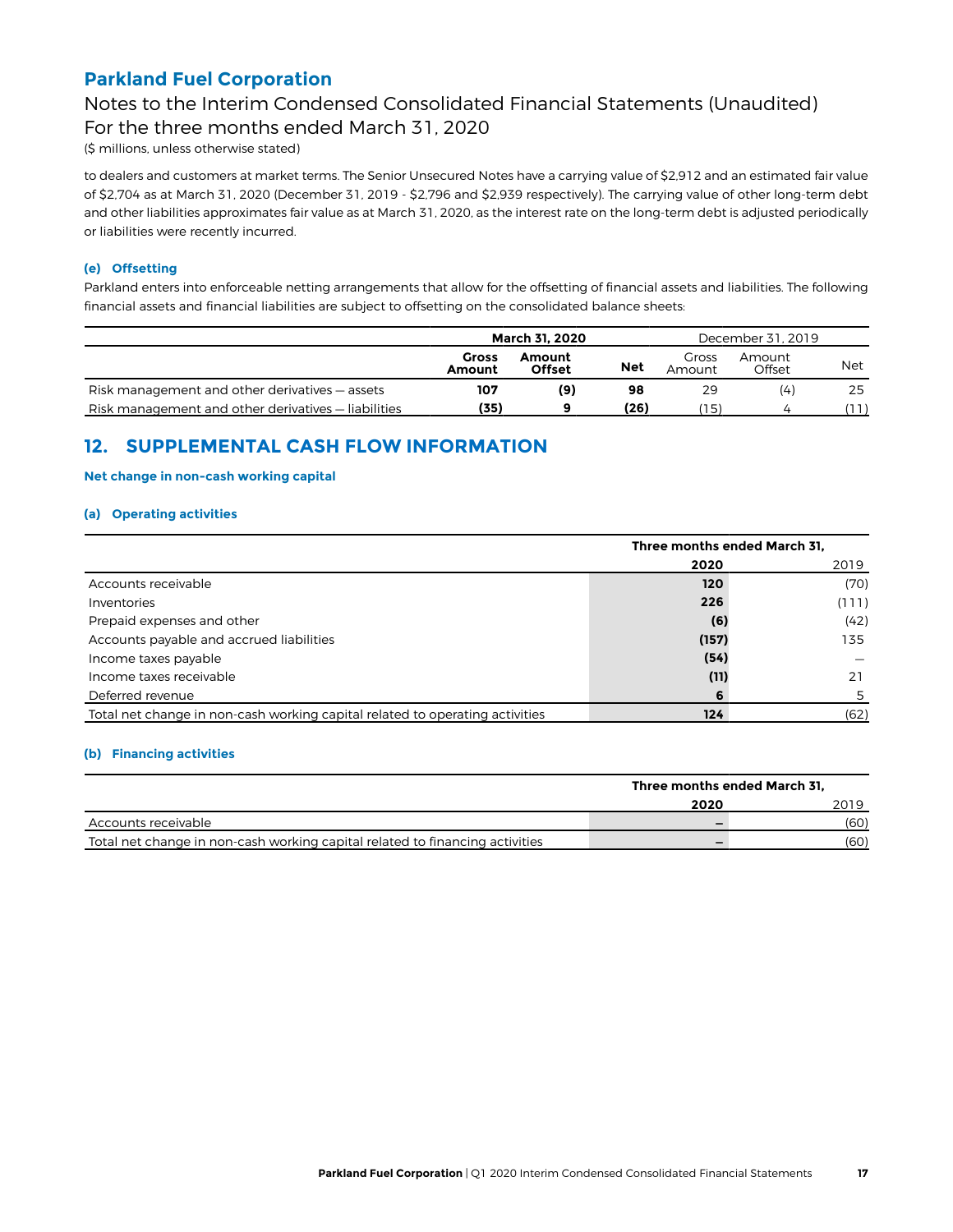to dealers and customers at market terms. The Senior Unsecured Notes have a carrying value of $2,912 and an estimated fair value of $2,704 as at March 31, 2020 (December 31, 2019 - $2,796 and $2,939 respectively). The carrying value of other long-term debt and other liabilities approximates fair value as at March 31, 2020, as the interest rate on the long-term debt is adjusted periodically or liabilities were recently incurred.

#### (e) Offsetting

Parkland enters into enforceable netting arrangements that allow for the offsetting of financial assets and liabilities. The following financial assets and financial liabilities are subject to offsetting on the consolidated balance sheets:

| | **March 31, 2020** | | | December 31, 2019 | | |
|---|---|---|---|---|---|---|
| | **Gross Amount** | **Amount Offset** | **Net** | Gross Amount | Amount Offset | Net |
| Risk management and other derivatives — assets | **107** | **(9)** | **98** | 29 | (4) | 25 |
| Risk management and other derivatives — liabilities | **(35)** | **9** | **(26)** | (15) | 4 | (11) |

## 12. SUPPLEMENTAL CASH FLOW INFORMATION

#### Net change in non-cash working capital

#### (a) Operating activities

| | **Three months ended March 31,** | |
|---|---|---|
| | **2020** | 2019 |
| Accounts receivable | **120** | (70) |
| Inventories | **226** | (111) |
| Prepaid expenses and other | **(6)** | (42) |
| Accounts payable and accrued liabilities | **(157)** | 135 |
| Income taxes payable | **(54)** | — |
| Income taxes receivable | **(11)** | 21 |
| Deferred revenue | **6** | 5 |
| Total net change in non-cash working capital related to operating activities | **124** | (62) |

#### (b) Financing activities

| | **Three months ended March 31,** | |
|---|---|---|
| | **2020** | 2019 |
| Accounts receivable | **–** | (60) |
| Total net change in non-cash working capital related to financing activities | **–** | (60) |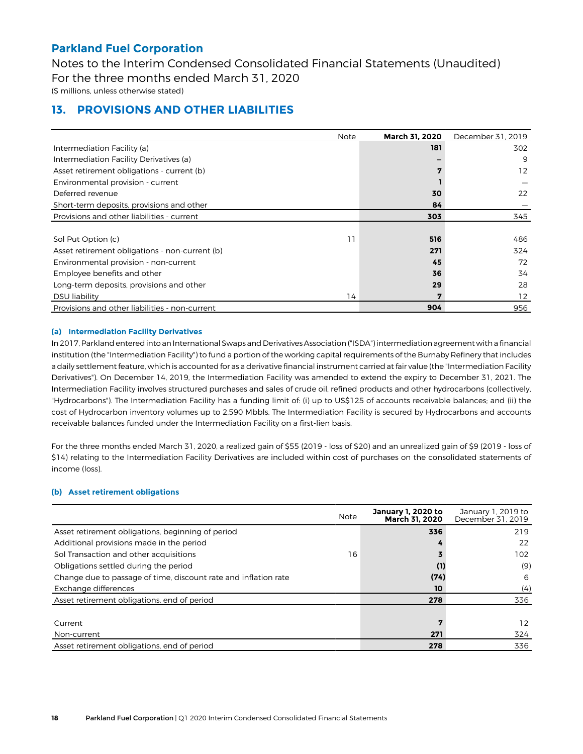# Parkland Fuel Corporation

Notes to the Interim Condensed Consolidated Financial Statements (Unaudited)
For the three months ended March 31, 2020
($ millions, unless otherwise stated)

## 13. PROVISIONS AND OTHER LIABILITIES

| | Note | **March 31, 2020** | December 31, 2019 |
|---|---|---|---|
| Intermediation Facility (a) | | **181** | 302 |
| Intermediation Facility Derivatives (a) | | **—** | 9 |
| Asset retirement obligations - current (b) | | **7** | 12 |
| Environmental provision - current | | **1** | — |
| Deferred revenue | | **30** | 22 |
| Short-term deposits, provisions and other | | **84** | — |
| Provisions and other liabilities - current | | **303** | 345 |
| | | | |
| Sol Put Option (c) | 11 | **516** | 486 |
| Asset retirement obligations - non-current (b) | | **271** | 324 |
| Environmental provision - non-current | | **45** | 72 |
| Employee benefits and other | | **36** | 34 |
| Long-term deposits, provisions and other | | **29** | 28 |
| DSU liability | 14 | **7** | 12 |
| Provisions and other liabilities - non-current | | **904** | 956 |

### (a) Intermediation Facility Derivatives

In 2017, Parkland entered into an International Swaps and Derivatives Association ("ISDA") intermediation agreement with a financial institution (the "Intermediation Facility") to fund a portion of the working capital requirements of the Burnaby Refinery that includes a daily settlement feature, which is accounted for as a derivative financial instrument carried at fair value (the "Intermediation Facility Derivatives"). On December 14, 2019, the Intermediation Facility was amended to extend the expiry to December 31, 2021. The Intermediation Facility involves structured purchases and sales of crude oil, refined products and other hydrocarbons (collectively, "Hydrocarbons"). The Intermediation Facility has a funding limit of: (i) up to US$125 of accounts receivable balances; and (ii) the cost of Hydrocarbon inventory volumes up to 2,590 Mbbls. The Intermediation Facility is secured by Hydrocarbons and accounts receivable balances funded under the Intermediation Facility on a first-lien basis.

For the three months ended March 31, 2020, a realized gain of $55 (2019 - loss of $20) and an unrealized gain of $9 (2019 - loss of $14) relating to the Intermediation Facility Derivatives are included within cost of purchases on the consolidated statements of income (loss).

### (b) Asset retirement obligations

| | Note | **January 1, 2020 to March 31, 2020** | January 1, 2019 to December 31, 2019 |
|---|---|---|---|
| Asset retirement obligations, beginning of period | | **336** | 219 |
| Additional provisions made in the period | | **4** | 22 |
| Sol Transaction and other acquisitions | 16 | **3** | 102 |
| Obligations settled during the period | | **(1)** | (9) |
| Change due to passage of time, discount rate and inflation rate | | **(74)** | 6 |
| Exchange differences | | **10** | (4) |
| Asset retirement obligations, end of period | | **278** | 336 |
| | | | |
| Current | | **7** | 12 |
| Non-current | | **271** | 324 |
| Asset retirement obligations, end of period | | **278** | 336 |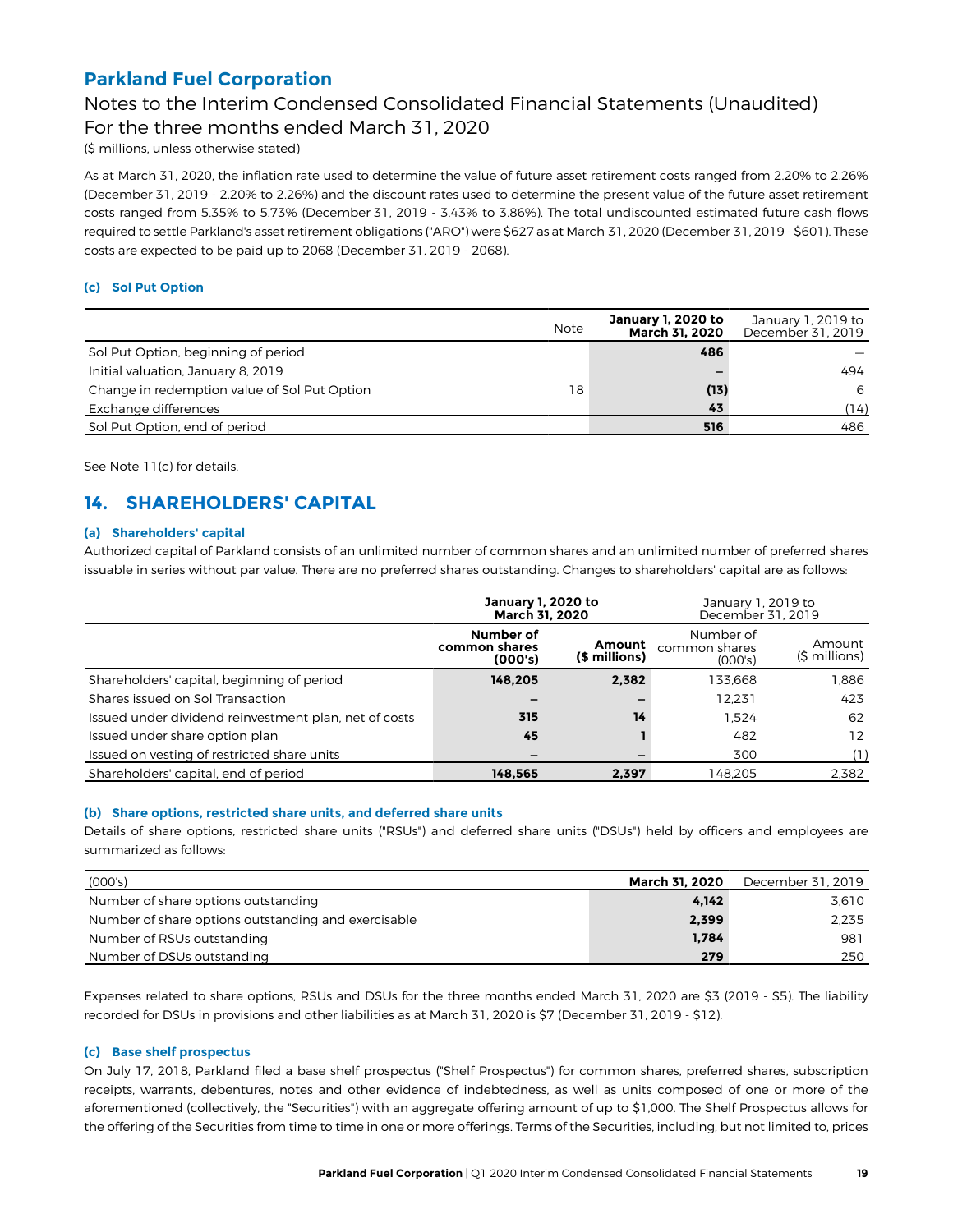As at March 31, 2020, the inflation rate used to determine the value of future asset retirement costs ranged from 2.20% to 2.26% (December 31, 2019 - 2.20% to 2.26%) and the discount rates used to determine the present value of the future asset retirement costs ranged from 5.35% to 5.73% (December 31, 2019 - 3.43% to 3.86%). The total undiscounted estimated future cash flows required to settle Parkland's asset retirement obligations ("ARO") were $627 as at March 31, 2020 (December 31, 2019 - $601). These costs are expected to be paid up to 2068 (December 31, 2019 - 2068).

### (c) Sol Put Option

| | Note | **January 1, 2020 to March 31, 2020** | January 1, 2019 to December 31, 2019 |
|---|---|---|---|
| Sol Put Option, beginning of period | | **486** | — |
| Initial valuation, January 8, 2019 | | **—** | 494 |
| Change in redemption value of Sol Put Option | 18 | **(13)** | 6 |
| Exchange differences | | **43** | (14) |
| Sol Put Option, end of period | | **516** | 486 |

See Note 11(c) for details.

## 14. SHAREHOLDERS' CAPITAL

### (a) Shareholders' capital

Authorized capital of Parkland consists of an unlimited number of common shares and an unlimited number of preferred shares issuable in series without par value. There are no preferred shares outstanding. Changes to shareholders' capital are as follows:

| | **January 1, 2020 to March 31, 2020** | | January 1, 2019 to December 31, 2019 | |
|---|---|---|---|---|
| | **Number of common shares (000's)** | **Amount ($ millions)** | Number of common shares (000's) | Amount ($ millions) |
| Shareholders' capital, beginning of period | **148,205** | **2,382** | 133,668 | 1,886 |
| Shares issued on Sol Transaction | **—** | **—** | 12,231 | 423 |
| Issued under dividend reinvestment plan, net of costs | **315** | **14** | 1,524 | 62 |
| Issued under share option plan | **45** | **1** | 482 | 12 |
| Issued on vesting of restricted share units | **—** | **—** | 300 | (1) |
| Shareholders' capital, end of period | **148,565** | **2,397** | 148,205 | 2,382 |

### (b) Share options, restricted share units, and deferred share units

Details of share options, restricted share units ("RSUs") and deferred share units ("DSUs") held by officers and employees are summarized as follows:

| (000's) | **March 31, 2020** | December 31, 2019 |
|---|---|---|
| Number of share options outstanding | **4,142** | 3,610 |
| Number of share options outstanding and exercisable | **2,399** | 2,235 |
| Number of RSUs outstanding | **1,784** | 981 |
| Number of DSUs outstanding | **279** | 250 |

Expenses related to share options, RSUs and DSUs for the three months ended March 31, 2020 are $3 (2019 - $5). The liability recorded for DSUs in provisions and other liabilities as at March 31, 2020 is $7 (December 31, 2019 - $12).

### (c) Base shelf prospectus

On July 17, 2018, Parkland filed a base shelf prospectus ("Shelf Prospectus") for common shares, preferred shares, subscription receipts, warrants, debentures, notes and other evidence of indebtedness, as well as units composed of one or more of the aforementioned (collectively, the "Securities") with an aggregate offering amount of up to $1,000. The Shelf Prospectus allows for the offering of the Securities from time to time in one or more offerings. Terms of the Securities, including, but not limited to, prices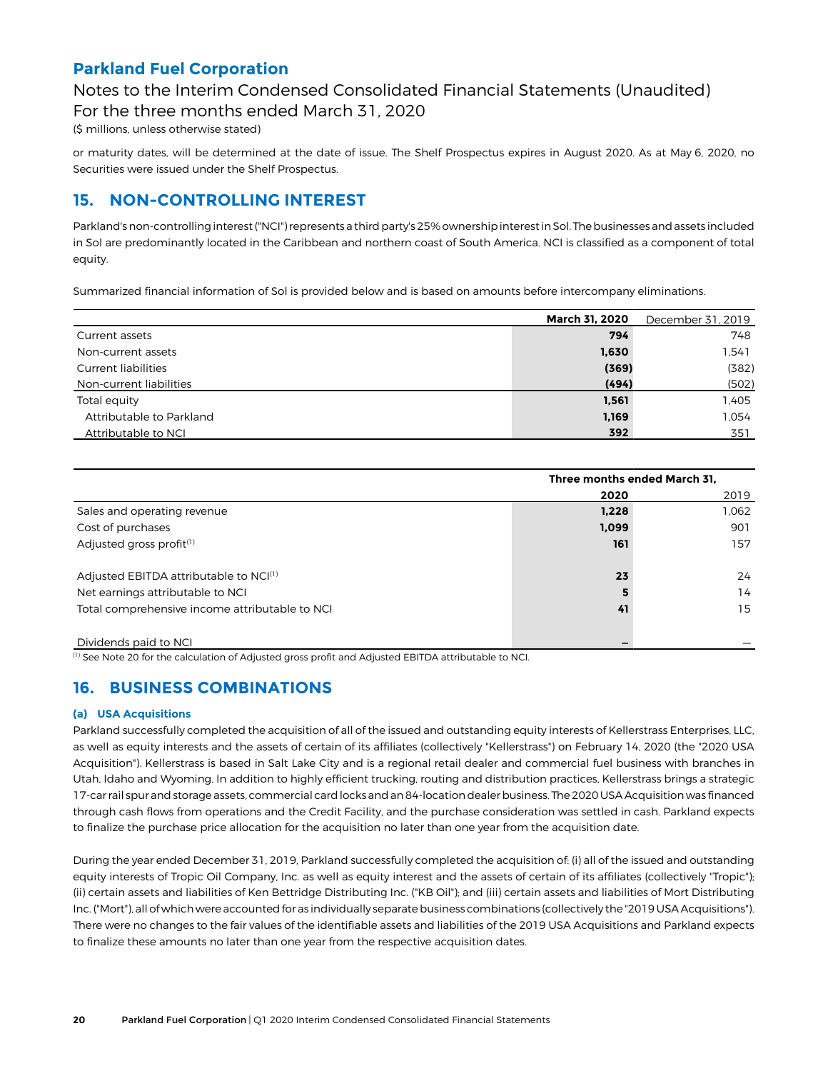or maturity dates, will be determined at the date of issue. The Shelf Prospectus expires in August 2020. As at May 6, 2020, no Securities were issued under the Shelf Prospectus.

## 15. NON-CONTROLLING INTEREST

Parkland's non-controlling interest ("NCI") represents a third party's 25% ownership interest in Sol. The businesses and assets included in Sol are predominantly located in the Caribbean and northern coast of South America. NCI is classified as a component of total equity.

Summarized financial information of Sol is provided below and is based on amounts before intercompany eliminations.

| | **March 31, 2020** | December 31, 2019 |
|---|---|---|
| Current assets | **794** | 748 |
| Non-current assets | **1,630** | 1,541 |
| Current liabilities | **(369)** | (382) |
| Non-current liabilities | **(494)** | (502) |
| Total equity | **1,561** | 1,405 |
| Attributable to Parkland | **1,169** | 1,054 |
| Attributable to NCI | **392** | 351 |

| | **Three months ended March 31,** | |
|---|---|---|
| | **2020** | 2019 |
| Sales and operating revenue | **1,228** | 1,062 |
| Cost of purchases | **1,099** | 901 |
| Adjusted gross profit[1] | **161** | 157 |
| | | |
| Adjusted EBITDA attributable to NCI[1] | **23** | 24 |
| Net earnings attributable to NCI | **5** | 14 |
| Total comprehensive income attributable to NCI | **41** | 15 |
| | | |
| Dividends paid to NCI | **—** | — |

[1] See Note 20 for the calculation of Adjusted gross profit and Adjusted EBITDA attributable to NCI.

## 16. BUSINESS COMBINATIONS

### (a) USA Acquisitions

Parkland successfully completed the acquisition of all of the issued and outstanding equity interests of Kellerstrass Enterprises, LLC, as well as equity interests and the assets of certain of its affiliates (collectively "Kellerstrass") on February 14, 2020 (the "2020 USA Acquisition"). Kellerstrass is based in Salt Lake City and is a regional retail dealer and commercial fuel business with branches in Utah, Idaho and Wyoming. In addition to highly efficient trucking, routing and distribution practices, Kellerstrass brings a strategic 17-car rail spur and storage assets, commercial card locks and an 84-location dealer business. The 2020 USA Acquisition was financed through cash flows from operations and the Credit Facility, and the purchase consideration was settled in cash. Parkland expects to finalize the purchase price allocation for the acquisition no later than one year from the acquisition date.

During the year ended December 31, 2019, Parkland successfully completed the acquisition of: (i) all of the issued and outstanding equity interests of Tropic Oil Company, Inc. as well as equity interest and the assets of certain of its affiliates (collectively "Tropic"); (ii) certain assets and liabilities of Ken Bettridge Distributing Inc. ("KB Oil"); and (iii) certain assets and liabilities of Mort Distributing Inc. ("Mort"), all of which were accounted for as individually separate business combinations (collectively the "2019 USA Acquisitions"). There were no changes to the fair values of the identifiable assets and liabilities of the 2019 USA Acquisitions and Parkland expects to finalize these amounts no later than one year from the respective acquisition dates.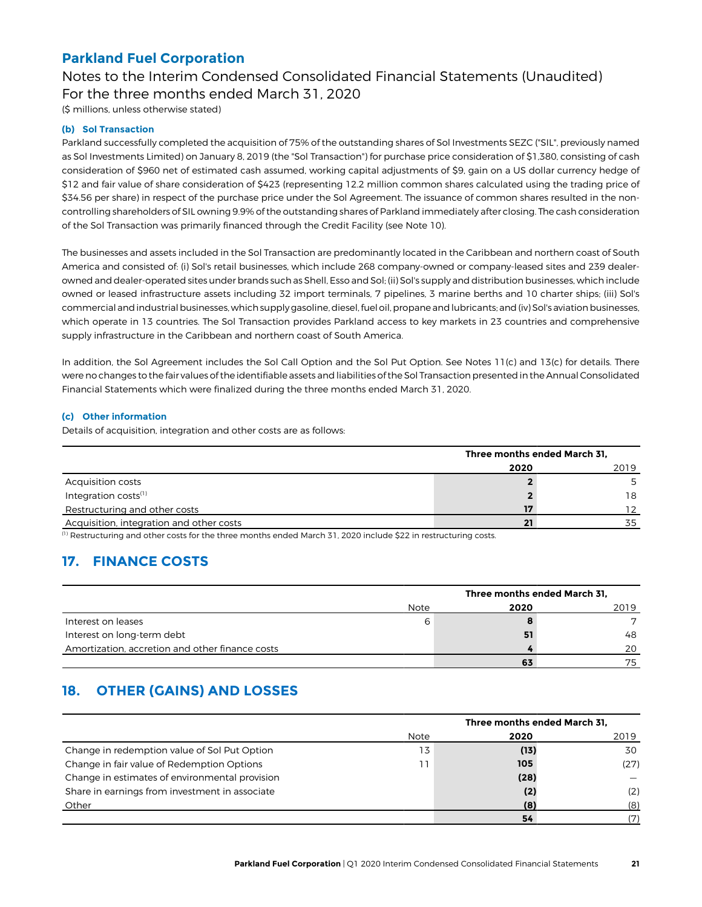## Parkland Fuel Corporation

Notes to the Interim Condensed Consolidated Financial Statements (Unaudited)
For the three months ended March 31, 2020
($ millions, unless otherwise stated)

#### (b) Sol Transaction

Parkland successfully completed the acquisition of 75% of the outstanding shares of Sol Investments SEZC ("SIL", previously named as Sol Investments Limited) on January 8, 2019 (the "Sol Transaction") for purchase price consideration of $1,380, consisting of cash consideration of $960 net of estimated cash assumed, working capital adjustments of $9, gain on a US dollar currency hedge of $12 and fair value of share consideration of $423 (representing 12.2 million common shares calculated using the trading price of $34.56 per share) in respect of the purchase price under the Sol Agreement. The issuance of common shares resulted in the non-controlling shareholders of SIL owning 9.9% of the outstanding shares of Parkland immediately after closing. The cash consideration of the Sol Transaction was primarily financed through the Credit Facility (see Note 10).

The businesses and assets included in the Sol Transaction are predominantly located in the Caribbean and northern coast of South America and consisted of: (i) Sol's retail businesses, which include 268 company-owned or company-leased sites and 239 dealer-owned and dealer-operated sites under brands such as Shell, Esso and Sol; (ii) Sol's supply and distribution businesses, which include owned or leased infrastructure assets including 32 import terminals, 7 pipelines, 3 marine berths and 10 charter ships; (iii) Sol's commercial and industrial businesses, which supply gasoline, diesel, fuel oil, propane and lubricants; and (iv) Sol's aviation businesses, which operate in 13 countries. The Sol Transaction provides Parkland access to key markets in 23 countries and comprehensive supply infrastructure in the Caribbean and northern coast of South America.

In addition, the Sol Agreement includes the Sol Call Option and the Sol Put Option. See Notes 11(c) and 13(c) for details. There were no changes to the fair values of the identifiable assets and liabilities of the Sol Transaction presented in the Annual Consolidated Financial Statements which were finalized during the three months ended March 31, 2020.

#### (c) Other information

Details of acquisition, integration and other costs are as follows:

| | Three months ended March 31, | |
|---|---|---|
| | **2020** | 2019 |
| Acquisition costs | **2** | 5 |
| Integration costs[1] | **2** | 18 |
| Restructuring and other costs | **17** | 12 |
| Acquisition, integration and other costs | **21** | 35 |

[1] Restructuring and other costs for the three months ended March 31, 2020 include $22 in restructuring costs.

## 17. FINANCE COSTS

| | | Three months ended March 31, | |
|---|---|---|---|
| | Note | **2020** | 2019 |
| Interest on leases | 6 | **8** | 7 |
| Interest on long-term debt | | **51** | 48 |
| Amortization, accretion and other finance costs | | **4** | 20 |
| | | **63** | 75 |

## 18. OTHER (GAINS) AND LOSSES

| | | Three months ended March 31, | |
|---|---|---|---|
| | Note | **2020** | 2019 |
| Change in redemption value of Sol Put Option | 13 | **(13)** | 30 |
| Change in fair value of Redemption Options | 11 | **105** | (27) |
| Change in estimates of environmental provision | | **(28)** | — |
| Share in earnings from investment in associate | | **(2)** | (2) |
| Other | | **(8)** | (8) |
| | | **54** | (7) |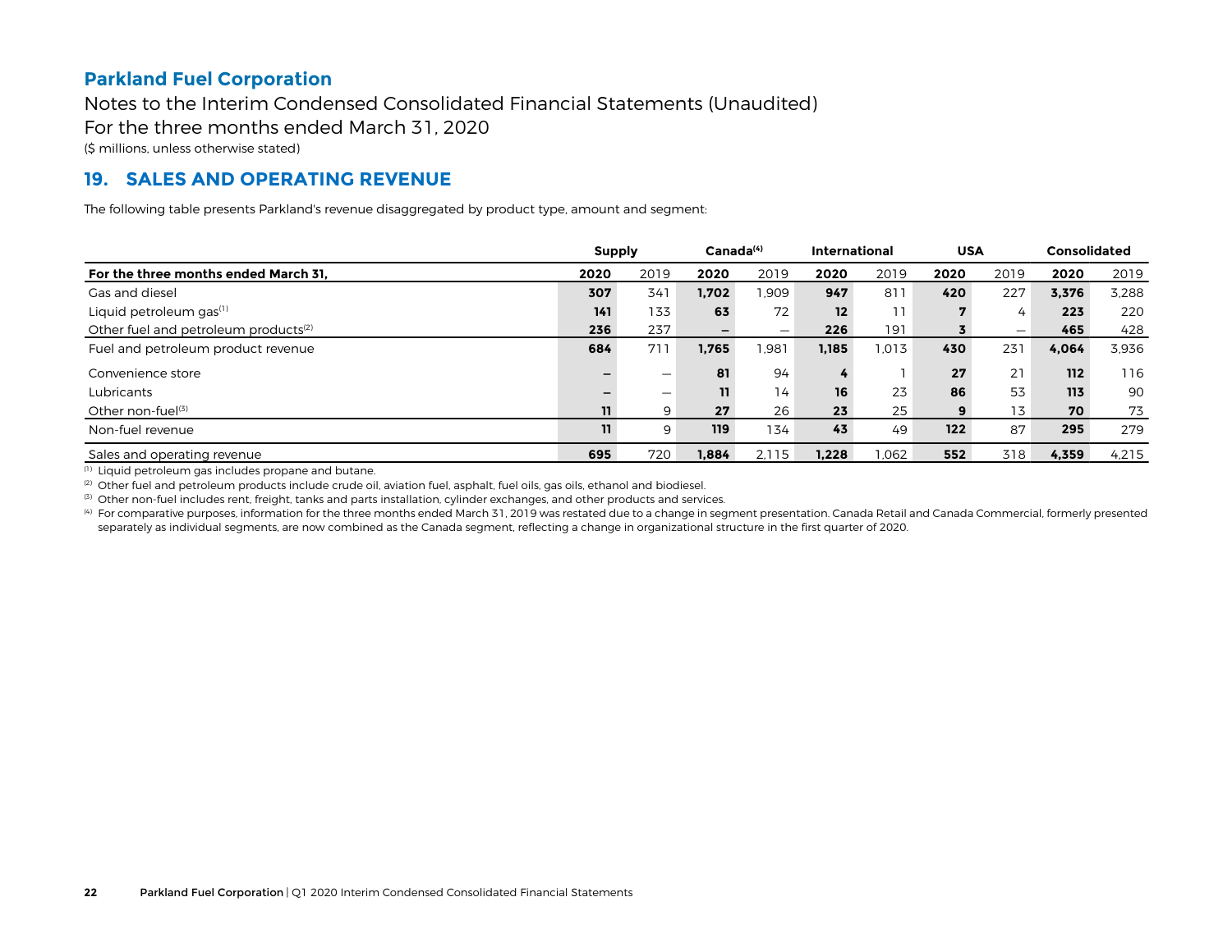**Parkland Fuel Corporation**

Notes to the Interim Condensed Consolidated Financial Statements (Unaudited)

For the three months ended March 31, 2020

($ millions, unless otherwise stated)

## 19. SALES AND OPERATING REVENUE

The following table presents Parkland's revenue disaggregated by product type, amount and segment:

| | Supply | | Canada[4] | | International | | USA | | Consolidated | |
|---|---|---|---|---|---|---|---|---|---|---|
| **For the three months ended March 31,** | **2020** | 2019 | **2020** | 2019 | **2020** | 2019 | **2020** | 2019 | **2020** | 2019 |
| Gas and diesel | **307** | 341 | **1,702** | 1,909 | **947** | 811 | **420** | 227 | **3,376** | 3,288 |
| Liquid petroleum gas[1] | **141** | 133 | **63** | 72 | **12** | 11 | **7** | 4 | **223** | 220 |
| Other fuel and petroleum products[2] | **236** | 237 | **–** | – | **226** | 191 | **3** | – | **465** | 428 |
| Fuel and petroleum product revenue | **684** | 711 | **1,765** | 1,981 | **1,185** | 1,013 | **430** | 231 | **4,064** | 3,936 |
| Convenience store | **–** | – | **81** | 94 | **4** | 1 | **27** | 21 | **112** | 116 |
| Lubricants | **–** | – | **11** | 14 | **16** | 23 | **86** | 53 | **113** | 90 |
| Other non-fuel[3] | **11** | 9 | **27** | 26 | **23** | 25 | **9** | 13 | **70** | 73 |
| Non-fuel revenue | **11** | 9 | **119** | 134 | **43** | 49 | **122** | 87 | **295** | 279 |
| Sales and operating revenue | **695** | 720 | **1,884** | 2,115 | **1,228** | 1,062 | **552** | 318 | **4,359** | 4,215 |

[1] Liquid petroleum gas includes propane and butane.

[2] Other fuel and petroleum products include crude oil, aviation fuel, asphalt, fuel oils, gas oils, ethanol and biodiesel.

[3] Other non-fuel includes rent, freight, tanks and parts installation, cylinder exchanges, and other products and services.

[4] For comparative purposes, information for the three months ended March 31, 2019 was restated due to a change in segment presentation. Canada Retail and Canada Commercial, formerly presented separately as individual segments, are now combined as the Canada segment, reflecting a change in organizational structure in the first quarter of 2020.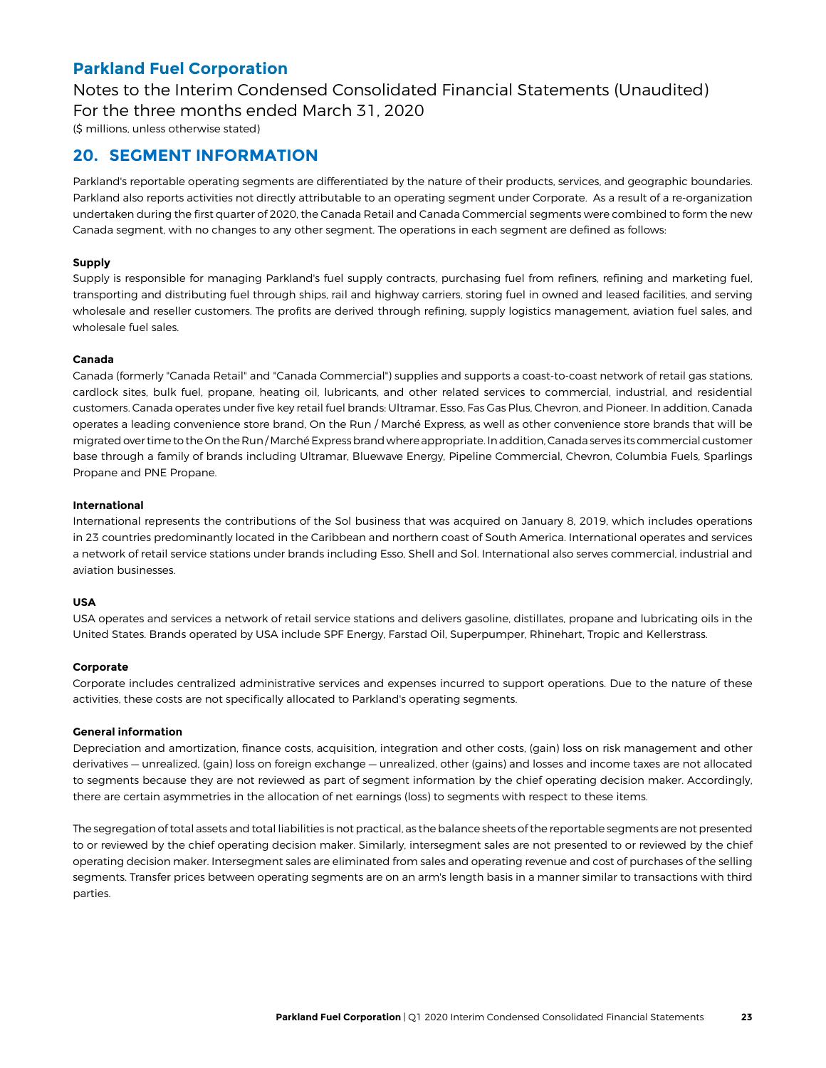# Parkland Fuel Corporation

Notes to the Interim Condensed Consolidated Financial Statements (Unaudited)
For the three months ended March 31, 2020
($ millions, unless otherwise stated)

## 20. SEGMENT INFORMATION

Parkland's reportable operating segments are differentiated by the nature of their products, services, and geographic boundaries. Parkland also reports activities not directly attributable to an operating segment under Corporate. As a result of a re-organization undertaken during the first quarter of 2020, the Canada Retail and Canada Commercial segments were combined to form the new Canada segment, with no changes to any other segment. The operations in each segment are defined as follows:

**Supply**

Supply is responsible for managing Parkland's fuel supply contracts, purchasing fuel from refiners, refining and marketing fuel, transporting and distributing fuel through ships, rail and highway carriers, storing fuel in owned and leased facilities, and serving wholesale and reseller customers. The profits are derived through refining, supply logistics management, aviation fuel sales, and wholesale fuel sales.

**Canada**

Canada (formerly "Canada Retail" and "Canada Commercial") supplies and supports a coast-to-coast network of retail gas stations, cardlock sites, bulk fuel, propane, heating oil, lubricants, and other related services to commercial, industrial, and residential customers. Canada operates under five key retail fuel brands: Ultramar, Esso, Fas Gas Plus, Chevron, and Pioneer. In addition, Canada operates a leading convenience store brand, On the Run / Marché Express, as well as other convenience store brands that will be migrated over time to the On the Run / Marché Express brand where appropriate. In addition, Canada serves its commercial customer base through a family of brands including Ultramar, Bluewave Energy, Pipeline Commercial, Chevron, Columbia Fuels, Sparlings Propane and PNE Propane.

**International**

International represents the contributions of the Sol business that was acquired on January 8, 2019, which includes operations in 23 countries predominantly located in the Caribbean and northern coast of South America. International operates and services a network of retail service stations under brands including Esso, Shell and Sol. International also serves commercial, industrial and aviation businesses.

**USA**

USA operates and services a network of retail service stations and delivers gasoline, distillates, propane and lubricating oils in the United States. Brands operated by USA include SPF Energy, Farstad Oil, Superpumper, Rhinehart, Tropic and Kellerstrass.

**Corporate**

Corporate includes centralized administrative services and expenses incurred to support operations. Due to the nature of these activities, these costs are not specifically allocated to Parkland's operating segments.

**General information**

Depreciation and amortization, finance costs, acquisition, integration and other costs, (gain) loss on risk management and other derivatives — unrealized, (gain) loss on foreign exchange — unrealized, other (gains) and losses and income taxes are not allocated to segments because they are not reviewed as part of segment information by the chief operating decision maker. Accordingly, there are certain asymmetries in the allocation of net earnings (loss) to segments with respect to these items.

The segregation of total assets and total liabilities is not practical, as the balance sheets of the reportable segments are not presented to or reviewed by the chief operating decision maker. Similarly, intersegment sales are not presented to or reviewed by the chief operating decision maker. Intersegment sales are eliminated from sales and operating revenue and cost of purchases of the selling segments. Transfer prices between operating segments are on an arm's length basis in a manner similar to transactions with third parties.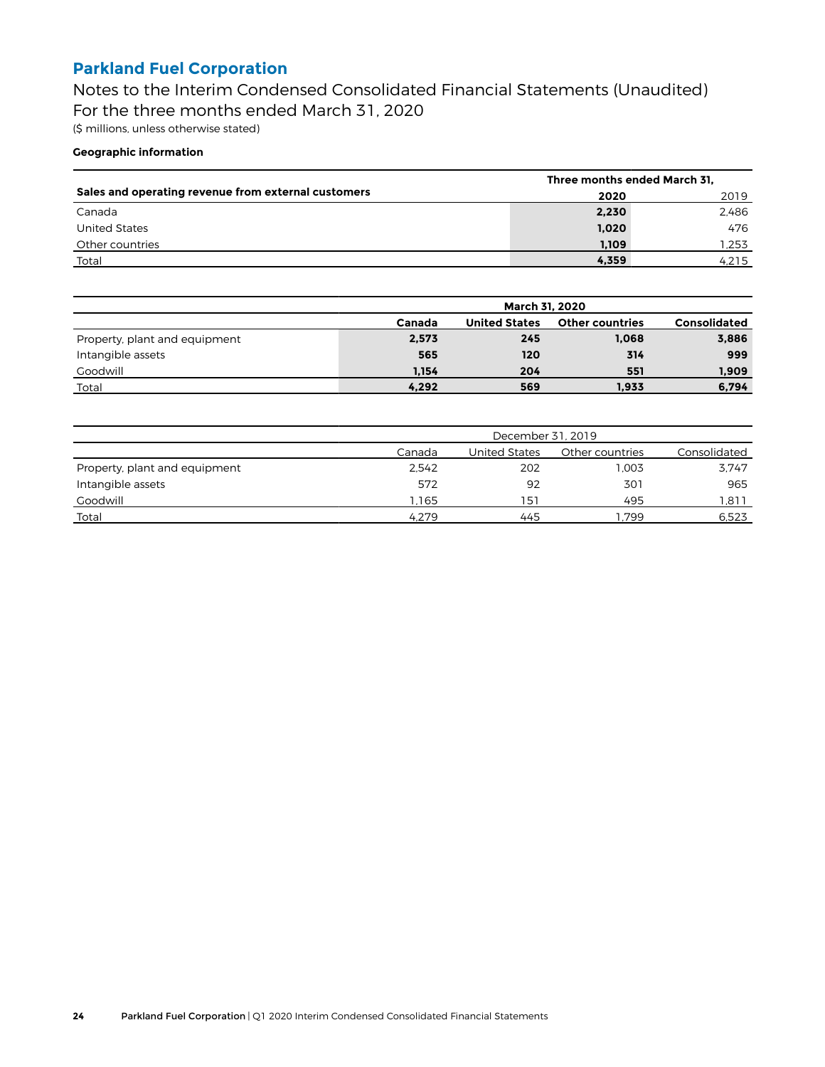# Parkland Fuel Corporation

Notes to the Interim Condensed Consolidated Financial Statements (Unaudited)
For the three months ended March 31, 2020
($ millions, unless otherwise stated)

**Geographic information**

| Sales and operating revenue from external customers | Three months ended March 31, 2020 | 2019 |
|---|---|---|
| Canada | **2,230** | 2,486 |
| United States | **1,020** | 476 |
| Other countries | **1,109** | 1,253 |
| Total | **4,359** | 4,215 |

| | March 31, 2020 | | | |
|---|---|---|---|---|
| | **Canada** | **United States** | **Other countries** | **Consolidated** |
| Property, plant and equipment | **2,573** | **245** | **1,068** | **3,886** |
| Intangible assets | **565** | **120** | **314** | **999** |
| Goodwill | **1,154** | **204** | **551** | **1,909** |
| Total | **4,292** | **569** | **1,933** | **6,794** |

| | December 31, 2019 | | | |
|---|---|---|---|---|
| | Canada | United States | Other countries | Consolidated |
| Property, plant and equipment | 2,542 | 202 | 1,003 | 3,747 |
| Intangible assets | 572 | 92 | 301 | 965 |
| Goodwill | 1,165 | 151 | 495 | 1,811 |
| Total | 4,279 | 445 | 1,799 | 6,523 |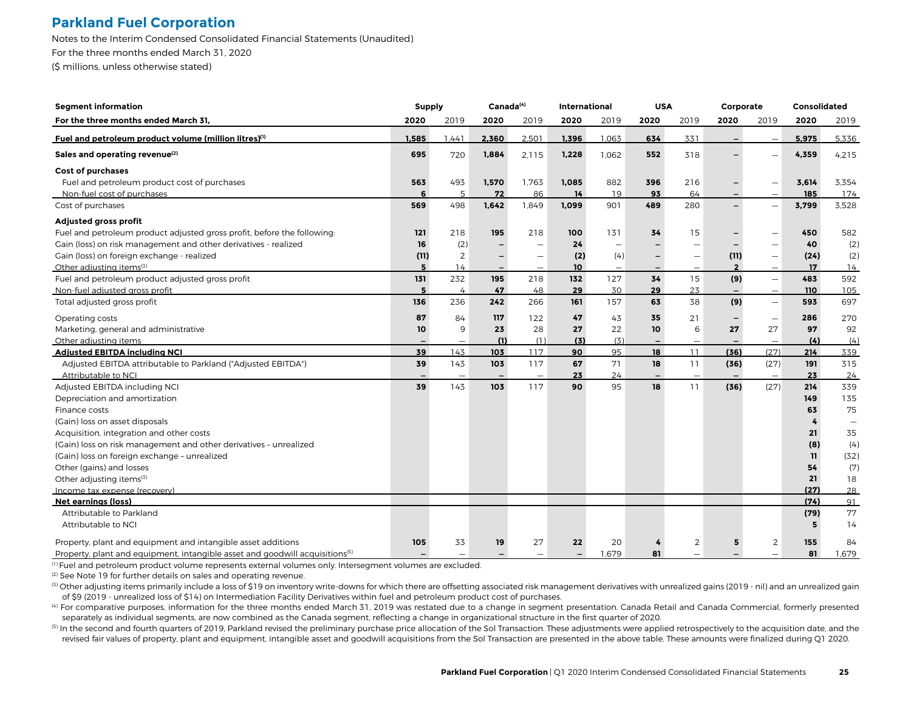# Parkland Fuel Corporation

Notes to the Interim Condensed Consolidated Financial Statements (Unaudited)
For the three months ended March 31, 2020
($ millions, unless otherwise stated)

| Segment information | Supply | | Canada[4] | | International | | USA | | Corporate | | Consolidated | |
|---|---|---|---|---|---|---|---|---|---|---|---|---|
| **For the three months ended March 31,** | **2020** | 2019 | **2020** | 2019 | **2020** | 2019 | **2020** | 2019 | **2020** | 2019 | **2020** | 2019 |
| **Fuel and petroleum product volume (million litres)[1]** | **1,585** | 1,441 | **2,360** | 2,501 | **1,396** | 1,063 | **634** | 331 | **–** | – | **5,975** | 5,336 |
| **Sales and operating revenue[2]** | **695** | 720 | **1,884** | 2,115 | **1,228** | 1,062 | **552** | 318 | **–** | – | **4,359** | 4,215 |
| **Cost of purchases** | | | | | | | | | | | | |
| Fuel and petroleum product cost of purchases | **563** | 493 | **1,570** | 1,763 | **1,085** | 882 | **396** | 216 | **–** | – | **3,614** | 3,354 |
| Non-fuel cost of purchases | **6** | 5 | **72** | 86 | **14** | 19 | **93** | 64 | **–** | – | **185** | 174 |
| Cost of purchases | **569** | 498 | **1,642** | 1,849 | **1,099** | 901 | **489** | 280 | **–** | – | **3,799** | 3,528 |
| **Adjusted gross profit** | | | | | | | | | | | | |
| Fuel and petroleum product adjusted gross profit, before the following: | **121** | 218 | **195** | 218 | **100** | 131 | **34** | 15 | **–** | – | **450** | 582 |
| Gain (loss) on risk management and other derivatives - realized | **16** | (2) | **–** | – | **24** | – | **–** | – | **–** | – | **40** | (2) |
| Gain (loss) on foreign exchange - realized | **(11)** | 2 | **–** | – | **(2)** | (4) | **–** | – | **(11)** | – | **(24)** | (2) |
| Other adjusting items[3] | **5** | 14 | **–** | – | **10** | – | **–** | – | **2** | – | **17** | 14 |
| Fuel and petroleum product adjusted gross profit | **131** | 232 | **195** | 218 | **132** | 127 | **34** | 15 | **(9)** | – | **483** | 592 |
| Non-fuel adjusted gross profit | **5** | 4 | **47** | 48 | **29** | 30 | **29** | 23 | **–** | – | **110** | 105 |
| Total adjusted gross profit | **136** | 236 | **242** | 266 | **161** | 157 | **63** | 38 | **(9)** | – | **593** | 697 |
| Operating costs | **87** | 84 | **117** | 122 | **47** | 43 | **35** | 21 | **–** | – | **286** | 270 |
| Marketing, general and administrative | **10** | 9 | **23** | 28 | **27** | 22 | **10** | 6 | **27** | 27 | **97** | 92 |
| Other adjusting items | **–** | – | **(1)** | (1) | **(3)** | (3) | **–** | – | **–** | – | **(4)** | (4) |
| **Adjusted EBITDA including NCI** | **39** | 143 | **103** | 117 | **90** | 95 | **18** | 11 | **(36)** | (27) | **214** | 339 |
| Adjusted EBITDA attributable to Parkland ("Adjusted EBITDA") | **39** | 143 | **103** | 117 | **67** | 71 | **18** | 11 | **(36)** | (27) | **191** | 315 |
| Attributable to NCI | **–** | – | **–** | – | **23** | 24 | **–** | – | **–** | – | **23** | 24 |
| Adjusted EBITDA including NCI | **39** | 143 | **103** | 117 | **90** | 95 | **18** | 11 | **(36)** | (27) | **214** | 339 |
| Depreciation and amortization | | | | | | | | | | | **149** | 135 |
| Finance costs | | | | | | | | | | | **63** | 75 |
| (Gain) loss on asset disposals | | | | | | | | | | | **4** | – |
| Acquisition, integration and other costs | | | | | | | | | | | **21** | 35 |
| (Gain) loss on risk management and other derivatives – unrealized | | | | | | | | | | | **(8)** | (4) |
| (Gain) loss on foreign exchange – unrealized | | | | | | | | | | | **11** | (32) |
| Other (gains) and losses | | | | | | | | | | | **54** | (7) |
| Other adjusting items[3] | | | | | | | | | | | **21** | 18 |
| Income tax expense (recovery) | | | | | | | | | | | **(27)** | 28 |
| **Net earnings (loss)** | | | | | | | | | | | **(74)** | 91 |
| Attributable to Parkland | | | | | | | | | | | **(79)** | 77 |
| Attributable to NCI | | | | | | | | | | | **5** | 14 |
| Property, plant and equipment and intangible asset additions | **105** | 33 | **19** | 27 | **22** | 20 | **4** | 2 | **5** | 2 | **155** | 84 |
| Property, plant and equipment, intangible asset and goodwill acquisitions[5] | **–** | – | **–** | – | **–** | 1,679 | **81** | – | **–** | – | **81** | 1,679 |

[1] Fuel and petroleum product volume represents external volumes only. Intersegment volumes are excluded.

[2] See Note 19 for further details on sales and operating revenue.

[3] Other adjusting items primarily include a loss of $19 on inventory write-downs for which there are offsetting associated risk management derivatives with unrealized gains (2019 - nil) and an unrealized gain of $9 (2019 - unrealized loss of $14) on Intermediation Facility Derivatives within fuel and petroleum product cost of purchases.

[4] For comparative purposes, information for the three months ended March 31, 2019 was restated due to a change in segment presentation. Canada Retail and Canada Commercial, formerly presented separately as individual segments, are now combined as the Canada segment, reflecting a change in organizational structure in the first quarter of 2020.

[5] In the second and fourth quarters of 2019, Parkland revised the preliminary purchase price allocation of the Sol Transaction. These adjustments were applied retrospectively to the acquisition date, and the revised fair values of property, plant and equipment, intangible asset and goodwill acquisitions from the Sol Transaction are presented in the above table. These amounts were finalized during Q1 2020.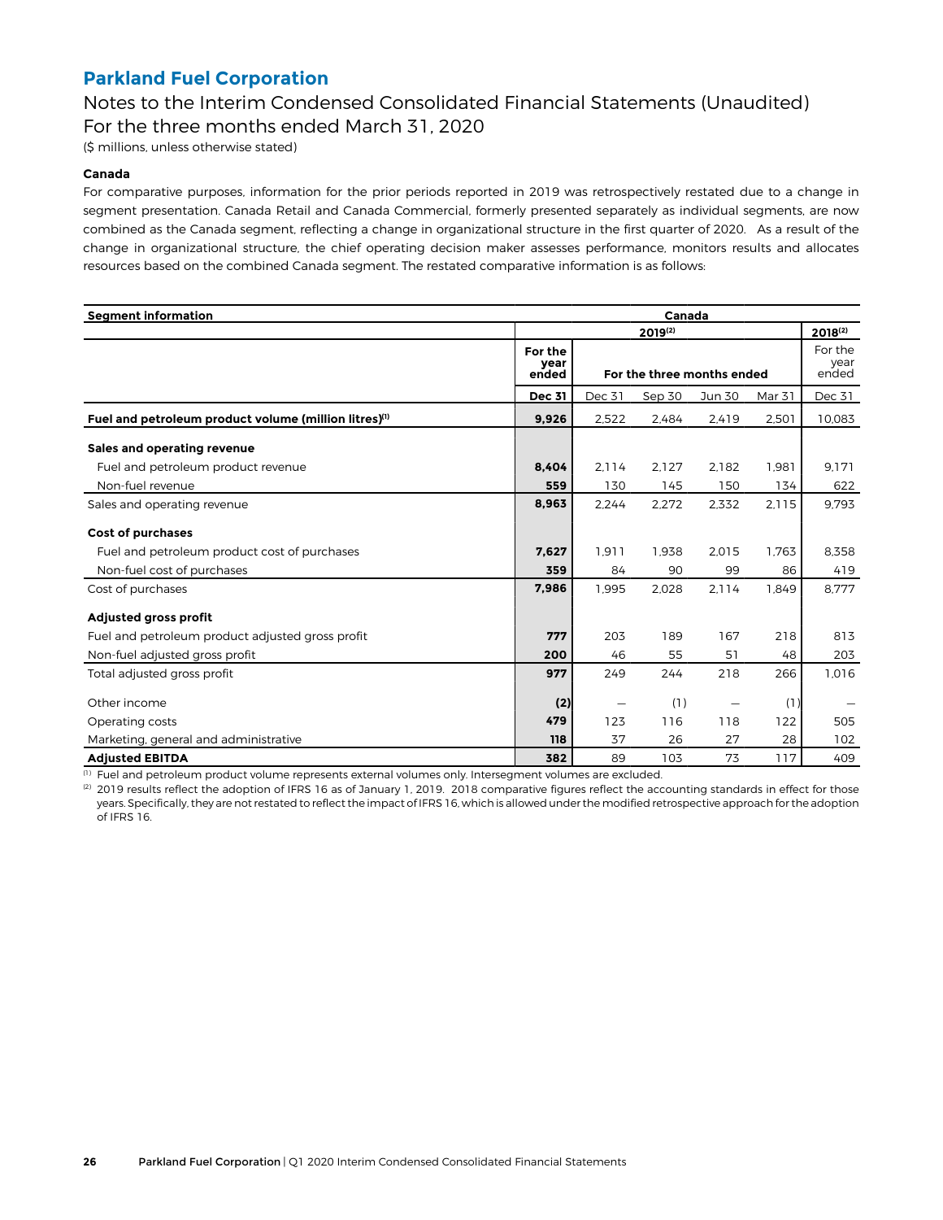# Parkland Fuel Corporation

## Notes to the Interim Condensed Consolidated Financial Statements (Unaudited)
## For the three months ended March 31, 2020

($ millions, unless otherwise stated)

**Canada**

For comparative purposes, information for the prior periods reported in 2019 was retrospectively restated due to a change in segment presentation. Canada Retail and Canada Commercial, formerly presented separately as individual segments, are now combined as the Canada segment, reflecting a change in organizational structure in the first quarter of 2020. As a result of the change in organizational structure, the chief operating decision maker assesses performance, monitors results and allocates resources based on the combined Canada segment. The restated comparative information is as follows:

| Segment information | Canada | | | | | |
|---|---|---|---|---|---|---|
| | 2019[2] | | | | | 2018[2] |
| | For the year ended | For the three months ended | | | | For the year ended |
| | **Dec 31** | Dec 31 | Sep 30 | Jun 30 | Mar 31 | Dec 31 |
| **Fuel and petroleum product volume (million litres)[1]** | **9,926** | 2,522 | 2,484 | 2,419 | 2,501 | 10,083 |
| **Sales and operating revenue** | | | | | | |
| Fuel and petroleum product revenue | **8,404** | 2,114 | 2,127 | 2,182 | 1,981 | 9,171 |
| Non-fuel revenue | **559** | 130 | 145 | 150 | 134 | 622 |
| Sales and operating revenue | **8,963** | 2,244 | 2,272 | 2,332 | 2,115 | 9,793 |
| **Cost of purchases** | | | | | | |
| Fuel and petroleum product cost of purchases | **7,627** | 1,911 | 1,938 | 2,015 | 1,763 | 8,358 |
| Non-fuel cost of purchases | **359** | 84 | 90 | 99 | 86 | 419 |
| Cost of purchases | **7,986** | 1,995 | 2,028 | 2,114 | 1,849 | 8,777 |
| **Adjusted gross profit** | | | | | | |
| Fuel and petroleum product adjusted gross profit | **777** | 203 | 189 | 167 | 218 | 813 |
| Non-fuel adjusted gross profit | **200** | 46 | 55 | 51 | 48 | 203 |
| Total adjusted gross profit | **977** | 249 | 244 | 218 | 266 | 1,016 |
| Other income | **(2)** | — | (1) | — | (1) | — |
| Operating costs | **479** | 123 | 116 | 118 | 122 | 505 |
| Marketing, general and administrative | **118** | 37 | 26 | 27 | 28 | 102 |
| **Adjusted EBITDA** | **382** | 89 | 103 | 73 | 117 | 409 |

[1] Fuel and petroleum product volume represents external volumes only. Intersegment volumes are excluded.

[2] 2019 results reflect the adoption of IFRS 16 as of January 1, 2019. 2018 comparative figures reflect the accounting standards in effect for those years. Specifically, they are not restated to reflect the impact of IFRS 16, which is allowed under the modified retrospective approach for the adoption of IFRS 16.